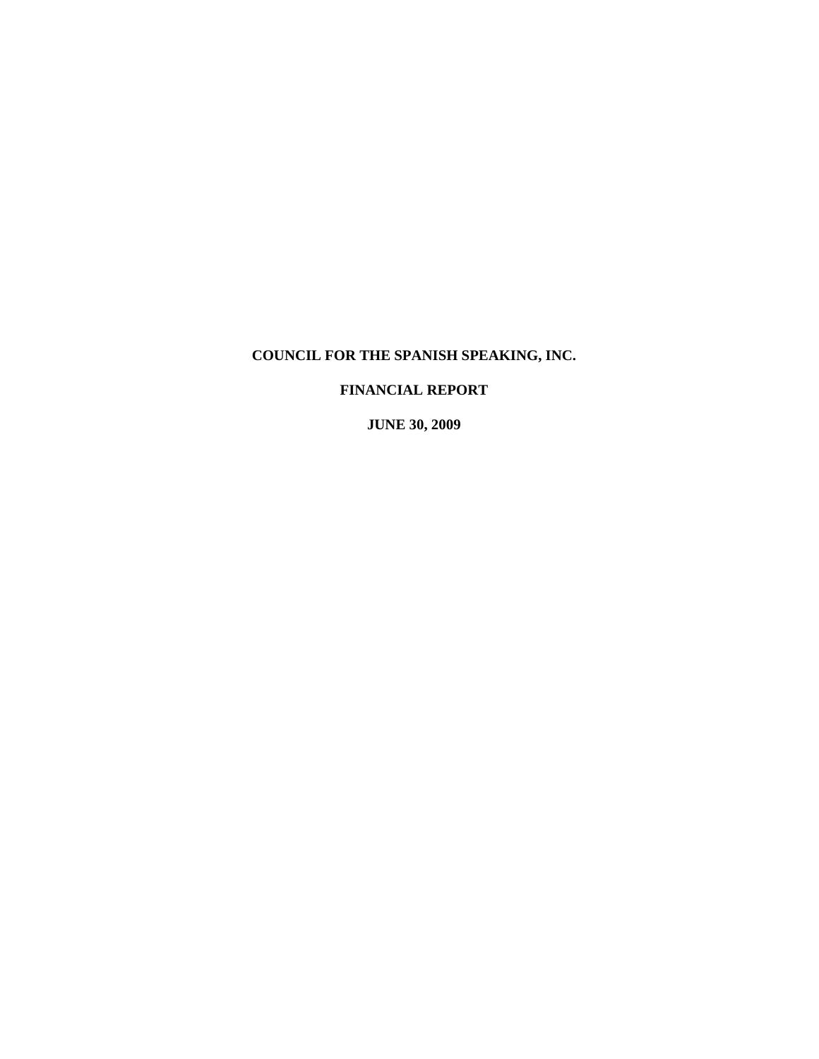# COUNCIL FOR THE SPANISH SPEAKING, INC.

## FINANCIAL REPORT

### JUNE 30, 2009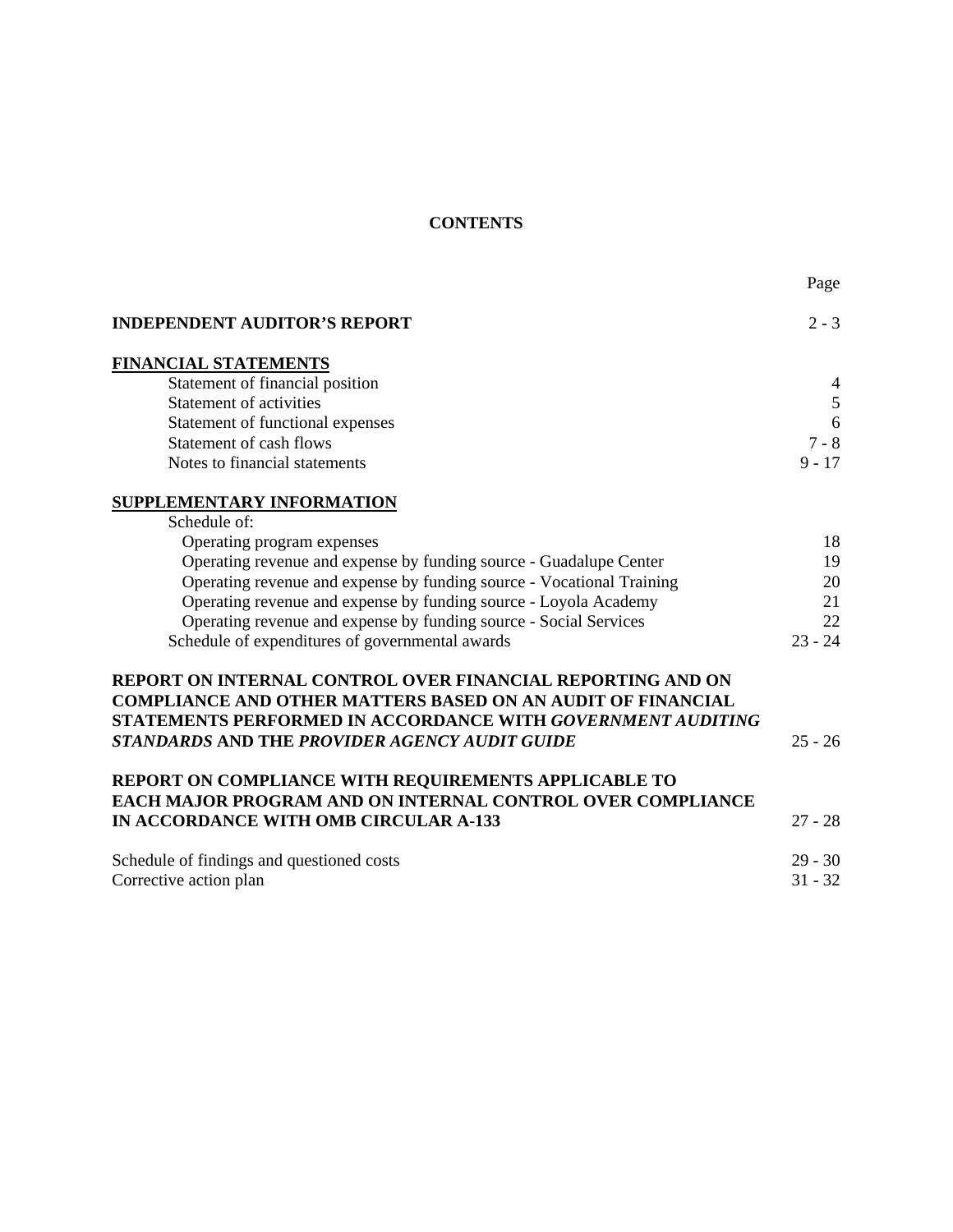# CONTENTS

| | Page |
|---|---|
| **INDEPENDENT AUDITOR'S REPORT** | 2 - 3 |
| **FINANCIAL STATEMENTS** | |
| Statement of financial position | 4 |
| Statement of activities | 5 |
| Statement of functional expenses | 6 |
| Statement of cash flows | 7 - 8 |
| Notes to financial statements | 9 - 17 |
| **SUPPLEMENTARY INFORMATION** | |
| Schedule of: | |
| Operating program expenses | 18 |
| Operating revenue and expense by funding source - Guadalupe Center | 19 |
| Operating revenue and expense by funding source - Vocational Training | 20 |
| Operating revenue and expense by funding source - Loyola Academy | 21 |
| Operating revenue and expense by funding source - Social Services | 22 |
| Schedule of expenditures of governmental awards | 23 - 24 |
| **REPORT ON INTERNAL CONTROL OVER FINANCIAL REPORTING AND ON COMPLIANCE AND OTHER MATTERS BASED ON AN AUDIT OF FINANCIAL STATEMENTS PERFORMED IN ACCORDANCE WITH *GOVERNMENT AUDITING STANDARDS* AND THE *PROVIDER AGENCY AUDIT GUIDE*** | 25 - 26 |
| **REPORT ON COMPLIANCE WITH REQUIREMENTS APPLICABLE TO EACH MAJOR PROGRAM AND ON INTERNAL CONTROL OVER COMPLIANCE IN ACCORDANCE WITH OMB CIRCULAR A-133** | 27 - 28 |
| Schedule of findings and questioned costs | 29 - 30 |
| Corrective action plan | 31 - 32 |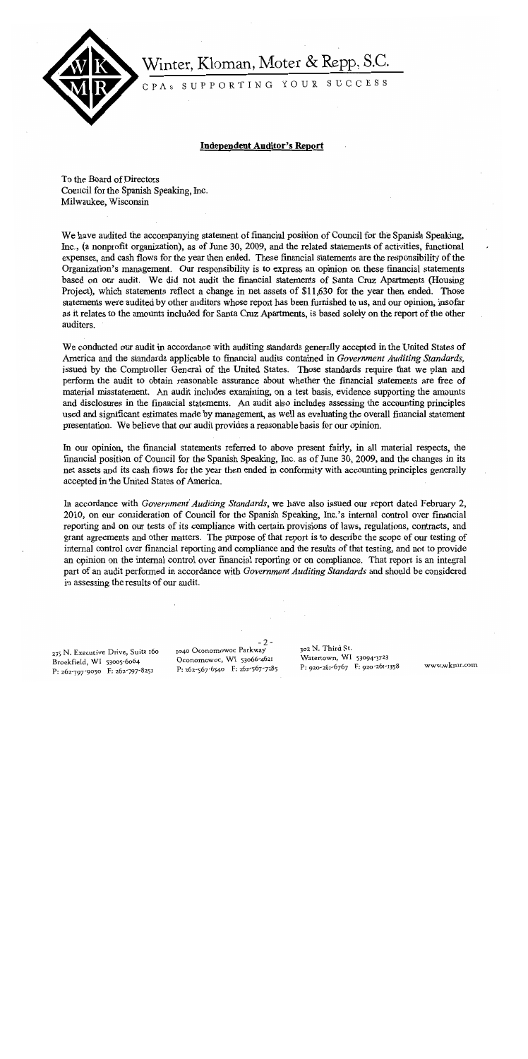Winter, Kloman, Moter & Repp, S.C.

CPAs SUPPORTING YOUR SUCCESS

## Independent Auditor's Report

To the Board of Directors
Council for the Spanish Speaking, Inc.
Milwaukee, Wisconsin

We have audited the accompanying statement of financial position of Council for the Spanish Speaking, Inc., (a nonprofit organization), as of June 30, 2009, and the related statements of activities, functional expenses, and cash flows for the year then ended. These financial statements are the responsibility of the Organization's management. Our responsibility is to express an opinion on these financial statements based on our audit. We did not audit the financial statements of Santa Cruz Apartments (Housing Project), which statements reflect a change in net assets of $11,630 for the year then ended. Those statements were audited by other auditors whose report has been furnished to us, and our opinion, insofar as it relates to the amounts included for Santa Cruz Apartments, is based solely on the report of the other auditors.

We conducted our audit in accordance with auditing standards generally accepted in the United States of America and the standards applicable to financial audits contained in *Government Auditing Standards*, issued by the Comptroller General of the United States. Those standards require that we plan and perform the audit to obtain reasonable assurance about whether the financial statements are free of material misstatement. An audit includes examining, on a test basis, evidence supporting the amounts and disclosures in the financial statements. An audit also includes assessing the accounting principles used and significant estimates made by management, as well as evaluating the overall financial statement presentation. We believe that our audit provides a reasonable basis for our opinion.

In our opinion, the financial statements referred to above present fairly, in all material respects, the financial position of Council for the Spanish Speaking, Inc. as of June 30, 2009, and the changes in its net assets and its cash flows for the year then ended in conformity with accounting principles generally accepted in the United States of America.

In accordance with *Government Auditing Standards*, we have also issued our report dated February 2, 2010, on our consideration of Council for the Spanish Speaking, Inc.'s internal control over financial reporting and on our tests of its compliance with certain provisions of laws, regulations, contracts, and grant agreements and other matters. The purpose of that report is to describe the scope of our testing of internal control over financial reporting and compliance and the results of that testing, and not to provide an opinion on the internal control over financial reporting or on compliance. That report is an integral part of an audit performed in accordance with *Government Auditing Standards* and should be considered in assessing the results of our audit.

235 N. Executive Drive, Suite 160
Brookfield, WI 53005-6064
P: 262-797-9050 F: 262-797-8251

1040 Oconomowoc Parkway
Oconomowoc, WI 53066-4621
P: 262-567-6540 F: 262-567-7285

302 N. Third St.
Watertown, WI 53094-3723
P: 920-261-6767 F: 920-261-1358

www.wkmr.com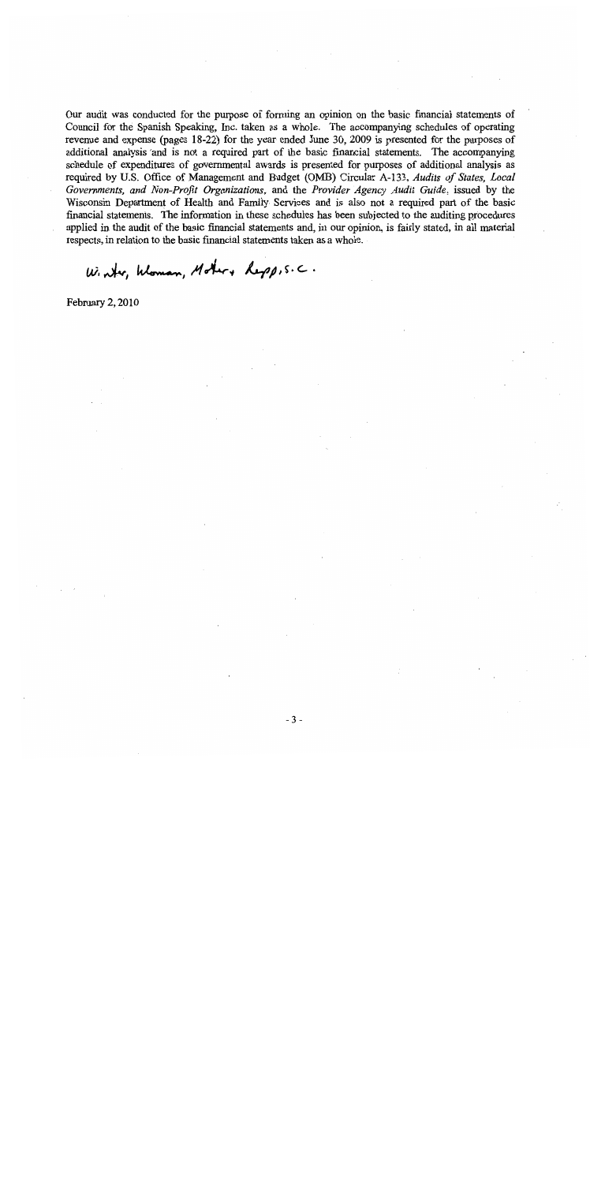Our audit was conducted for the purpose of forming an opinion on the basic financial statements of Council for the Spanish Speaking, Inc. taken as a whole. The accompanying schedules of operating revenue and expense (pages 18-22) for the year ended June 30, 2009 is presented for the purposes of additional analysis and is not a required part of the basic financial statements. The accompanying schedule of expenditures of governmental awards is presented for purposes of additional analysis as required by U.S. Office of Management and Budget (OMB) Circular A-133, *Audits of States, Local Governments, and Non-Profit Organizations*, and the *Provider Agency Audit Guide*, issued by the Wisconsin Department of Health and Family Services and is also not a required part of the basic financial statements. The information in these schedules has been subjected to the auditing procedures applied in the audit of the basic financial statements and, in our opinion, is fairly stated, in all material respects, in relation to the basic financial statements taken as a whole.

Winter, Kloman, Moter & Repp, S.C.

February 2, 2010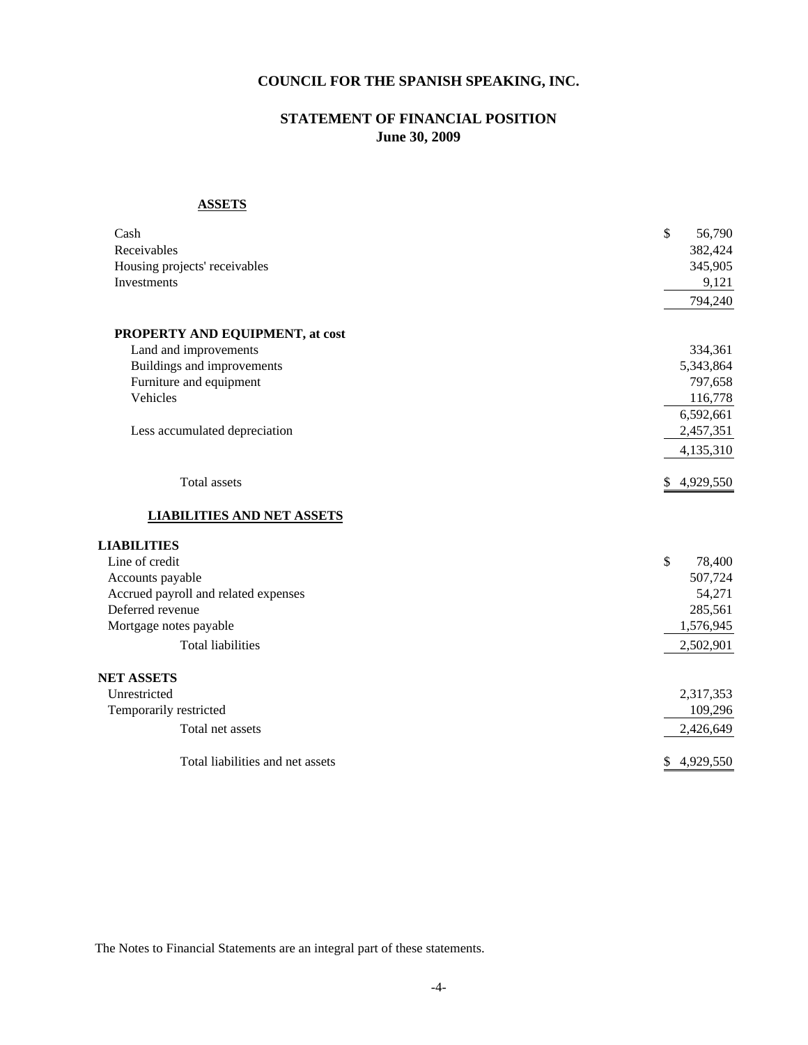# COUNCIL FOR THE SPANISH SPEAKING, INC.

## STATEMENT OF FINANCIAL POSITION
**June 30, 2009**

**ASSETS**

| | |
|---|---|
| Cash | $ 56,790 |
| Receivables | 382,424 |
| Housing projects' receivables | 345,905 |
| Investments | 9,121 |
| | 794,240 |
| **PROPERTY AND EQUIPMENT, at cost** | |
| Land and improvements | 334,361 |
| Buildings and improvements | 5,343,864 |
| Furniture and equipment | 797,658 |
| Vehicles | 116,778 |
| | 6,592,661 |
| Less accumulated depreciation | 2,457,351 |
| | 4,135,310 |
| Total assets | $ 4,929,550 |

**LIABILITIES AND NET ASSETS**

| | |
|---|---|
| **LIABILITIES** | |
| Line of credit | $ 78,400 |
| Accounts payable | 507,724 |
| Accrued payroll and related expenses | 54,271 |
| Deferred revenue | 285,561 |
| Mortgage notes payable | 1,576,945 |
| Total liabilities | 2,502,901 |
| **NET ASSETS** | |
| Unrestricted | 2,317,353 |
| Temporarily restricted | 109,296 |
| Total net assets | 2,426,649 |
| Total liabilities and net assets | $ 4,929,550 |

The Notes to Financial Statements are an integral part of these statements.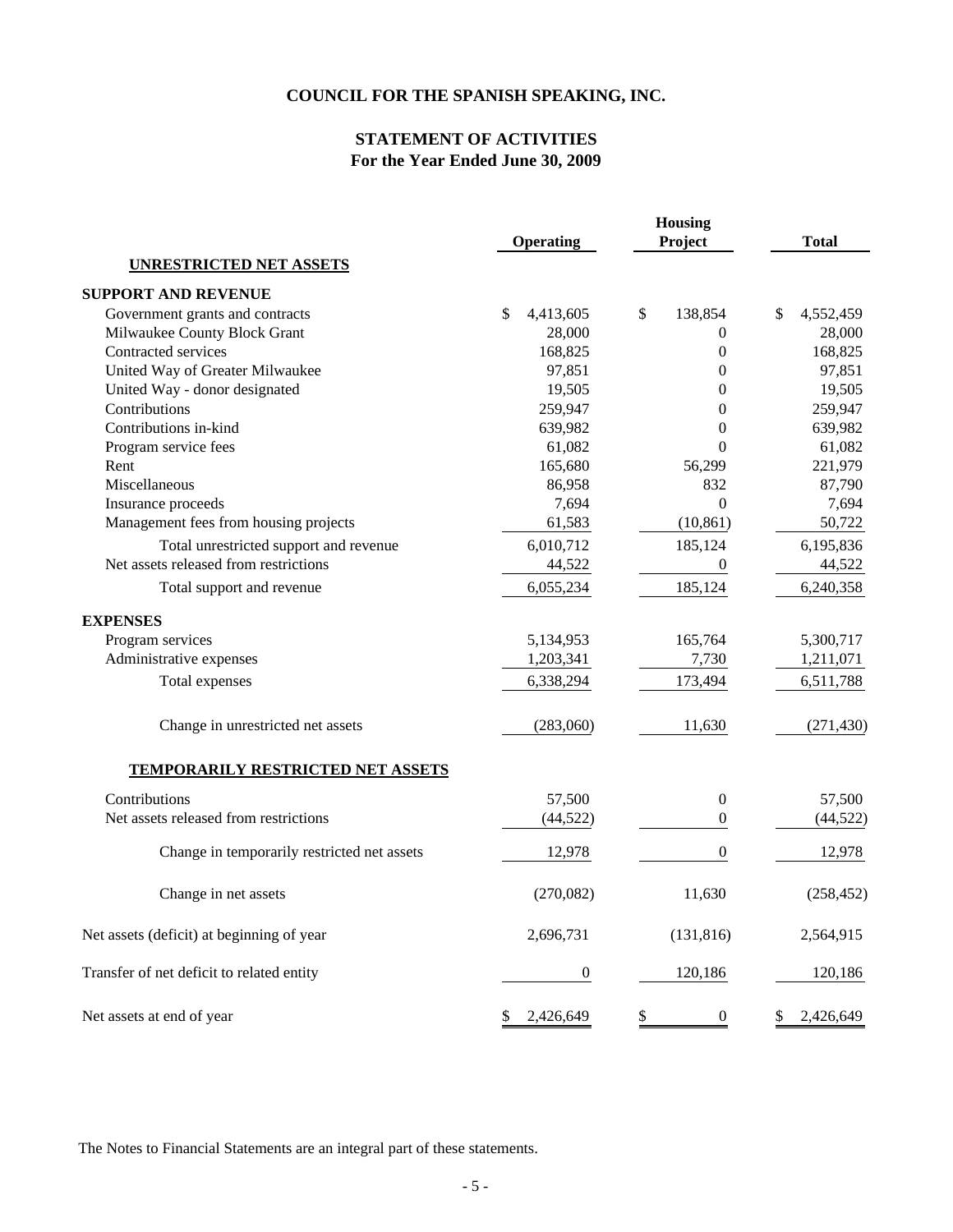# COUNCIL FOR THE SPANISH SPEAKING, INC.

## STATEMENT OF ACTIVITIES
### For the Year Ended June 30, 2009

| | Operating | Housing Project | Total |
|---|---|---|---|
| **UNRESTRICTED NET ASSETS** | | | |
| **SUPPORT AND REVENUE** | | | |
| Government grants and contracts | $ 4,413,605 | $ 138,854 | $ 4,552,459 |
| Milwaukee County Block Grant | 28,000 | 0 | 28,000 |
| Contracted services | 168,825 | 0 | 168,825 |
| United Way of Greater Milwaukee | 97,851 | 0 | 97,851 |
| United Way - donor designated | 19,505 | 0 | 19,505 |
| Contributions | 259,947 | 0 | 259,947 |
| Contributions in-kind | 639,982 | 0 | 639,982 |
| Program service fees | 61,082 | 0 | 61,082 |
| Rent | 165,680 | 56,299 | 221,979 |
| Miscellaneous | 86,958 | 832 | 87,790 |
| Insurance proceeds | 7,694 | 0 | 7,694 |
| Management fees from housing projects | 61,583 | (10,861) | 50,722 |
| Total unrestricted support and revenue | 6,010,712 | 185,124 | 6,195,836 |
| Net assets released from restrictions | 44,522 | 0 | 44,522 |
| Total support and revenue | 6,055,234 | 185,124 | 6,240,358 |
| **EXPENSES** | | | |
| Program services | 5,134,953 | 165,764 | 5,300,717 |
| Administrative expenses | 1,203,341 | 7,730 | 1,211,071 |
| Total expenses | 6,338,294 | 173,494 | 6,511,788 |
| Change in unrestricted net assets | (283,060) | 11,630 | (271,430) |
| **TEMPORARILY RESTRICTED NET ASSETS** | | | |
| Contributions | 57,500 | 0 | 57,500 |
| Net assets released from restrictions | (44,522) | 0 | (44,522) |
| Change in temporarily restricted net assets | 12,978 | 0 | 12,978 |
| Change in net assets | (270,082) | 11,630 | (258,452) |
| Net assets (deficit) at beginning of year | 2,696,731 | (131,816) | 2,564,915 |
| Transfer of net deficit to related entity | 0 | 120,186 | 120,186 |
| Net assets at end of year | $ 2,426,649 | $ 0 | $ 2,426,649 |

The Notes to Financial Statements are an integral part of these statements.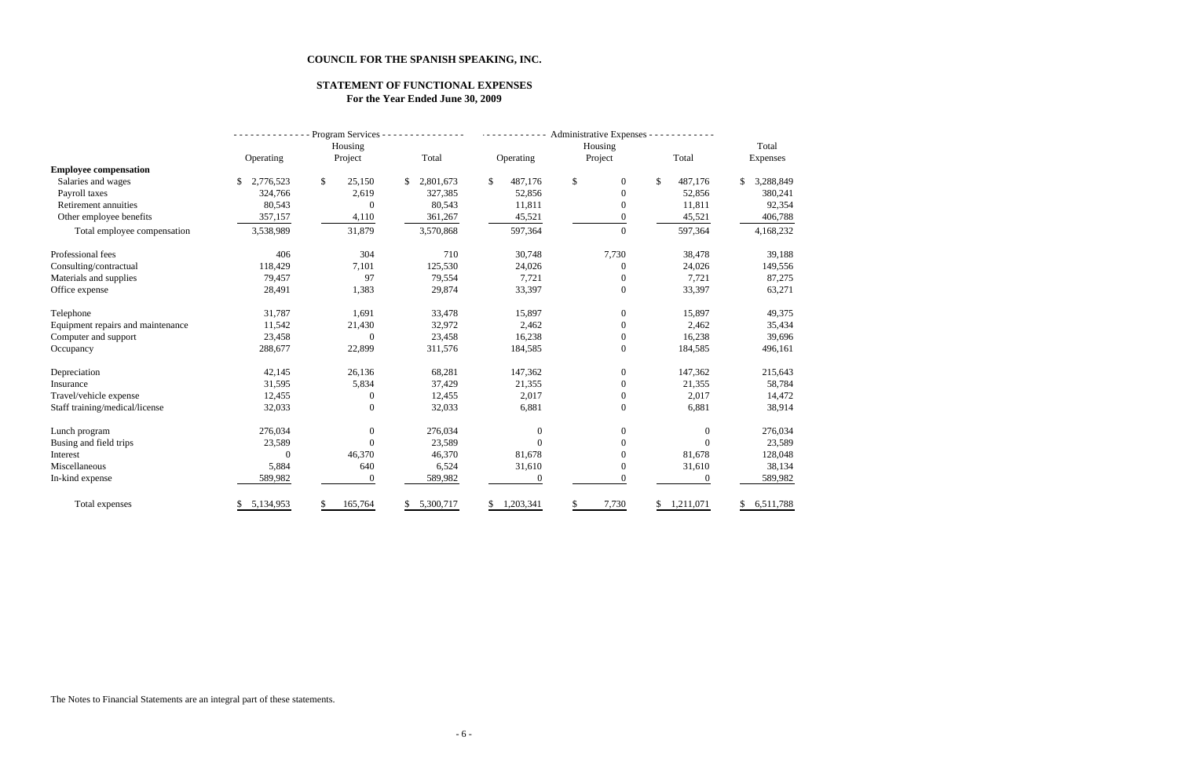**COUNCIL FOR THE SPANISH SPEAKING, INC.**

**STATEMENT OF FUNCTIONAL EXPENSES**
**For the Year Ended June 30, 2009**

| | Program Services | | | Administrative Expenses | | | |
|---|---|---|---|---|---|---|---|
| | Operating | Housing Project | Total | Operating | Housing Project | Total | Total Expenses |
| **Employee compensation** | | | | | | | |
| Salaries and wages | $ 2,776,523 | $ 25,150 | $ 2,801,673 | $ 487,176 | $ 0 | $ 487,176 | $ 3,288,849 |
| Payroll taxes | 324,766 | 2,619 | 327,385 | 52,856 | 0 | 52,856 | 380,241 |
| Retirement annuities | 80,543 | 0 | 80,543 | 11,811 | 0 | 11,811 | 92,354 |
| Other employee benefits | 357,157 | 4,110 | 361,267 | 45,521 | 0 | 45,521 | 406,788 |
| Total employee compensation | 3,538,989 | 31,879 | 3,570,868 | 597,364 | 0 | 597,364 | 4,168,232 |
| Professional fees | 406 | 304 | 710 | 30,748 | 7,730 | 38,478 | 39,188 |
| Consulting/contractual | 118,429 | 7,101 | 125,530 | 24,026 | 0 | 24,026 | 149,556 |
| Materials and supplies | 79,457 | 97 | 79,554 | 7,721 | 0 | 7,721 | 87,275 |
| Office expense | 28,491 | 1,383 | 29,874 | 33,397 | 0 | 33,397 | 63,271 |
| Telephone | 31,787 | 1,691 | 33,478 | 15,897 | 0 | 15,897 | 49,375 |
| Equipment repairs and maintenance | 11,542 | 21,430 | 32,972 | 2,462 | 0 | 2,462 | 35,434 |
| Computer and support | 23,458 | 0 | 23,458 | 16,238 | 0 | 16,238 | 39,696 |
| Occupancy | 288,677 | 22,899 | 311,576 | 184,585 | 0 | 184,585 | 496,161 |
| Depreciation | 42,145 | 26,136 | 68,281 | 147,362 | 0 | 147,362 | 215,643 |
| Insurance | 31,595 | 5,834 | 37,429 | 21,355 | 0 | 21,355 | 58,784 |
| Travel/vehicle expense | 12,455 | 0 | 12,455 | 2,017 | 0 | 2,017 | 14,472 |
| Staff training/medical/license | 32,033 | 0 | 32,033 | 6,881 | 0 | 6,881 | 38,914 |
| Lunch program | 276,034 | 0 | 276,034 | 0 | 0 | 0 | 276,034 |
| Busing and field trips | 23,589 | 0 | 23,589 | 0 | 0 | 0 | 23,589 |
| Interest | 0 | 46,370 | 46,370 | 81,678 | 0 | 81,678 | 128,048 |
| Miscellaneous | 5,884 | 640 | 6,524 | 31,610 | 0 | 31,610 | 38,134 |
| In-kind expense | 589,982 | 0 | 589,982 | 0 | 0 | 0 | 589,982 |
| Total expenses | $ 5,134,953 | $ 165,764 | $ 5,300,717 | $ 1,203,341 | $ 7,730 | $ 1,211,071 | $ 6,511,788 |

The Notes to Financial Statements are an integral part of these statements.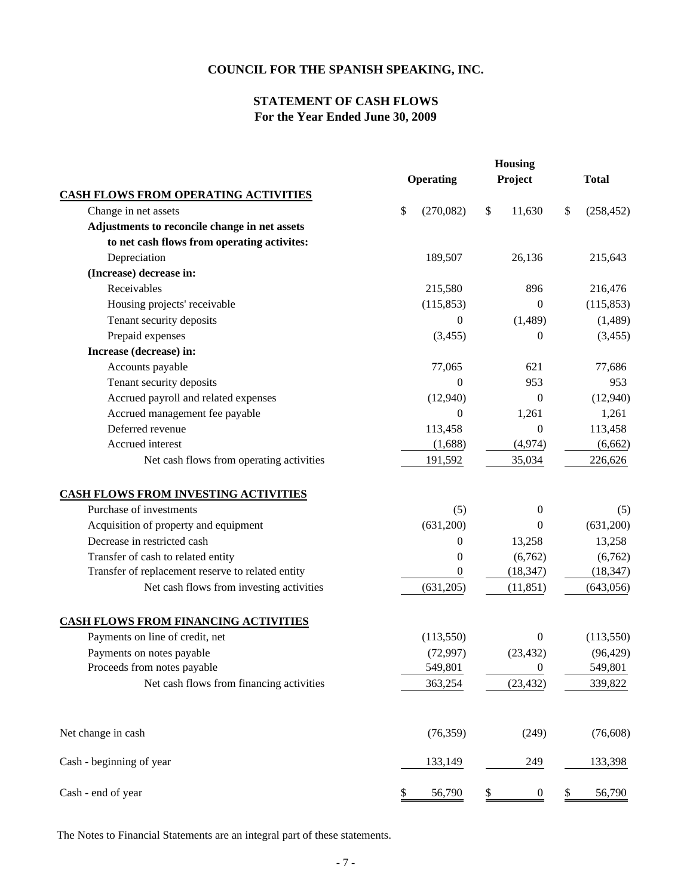# COUNCIL FOR THE SPANISH SPEAKING, INC.

## STATEMENT OF CASH FLOWS
### For the Year Ended June 30, 2009

| | Operating | Housing Project | Total |
|---|---|---|---|
| **CASH FLOWS FROM OPERATING ACTIVITIES** | | | |
| Change in net assets | $ (270,082) | $ 11,630 | $ (258,452) |
| **Adjustments to reconcile change in net assets to net cash flows from operating activites:** | | | |
| Depreciation | 189,507 | 26,136 | 215,643 |
| **(Increase) decrease in:** | | | |
| Receivables | 215,580 | 896 | 216,476 |
| Housing projects' receivable | (115,853) | 0 | (115,853) |
| Tenant security deposits | 0 | (1,489) | (1,489) |
| Prepaid expenses | (3,455) | 0 | (3,455) |
| **Increase (decrease) in:** | | | |
| Accounts payable | 77,065 | 621 | 77,686 |
| Tenant security deposits | 0 | 953 | 953 |
| Accrued payroll and related expenses | (12,940) | 0 | (12,940) |
| Accrued management fee payable | 0 | 1,261 | 1,261 |
| Deferred revenue | 113,458 | 0 | 113,458 |
| Accrued interest | (1,688) | (4,974) | (6,662) |
| Net cash flows from operating activities | 191,592 | 35,034 | 226,626 |
| **CASH FLOWS FROM INVESTING ACTIVITIES** | | | |
| Purchase of investments | (5) | 0 | (5) |
| Acquisition of property and equipment | (631,200) | 0 | (631,200) |
| Decrease in restricted cash | 0 | 13,258 | 13,258 |
| Transfer of cash to related entity | 0 | (6,762) | (6,762) |
| Transfer of replacement reserve to related entity | 0 | (18,347) | (18,347) |
| Net cash flows from investing activities | (631,205) | (11,851) | (643,056) |
| **CASH FLOWS FROM FINANCING ACTIVITIES** | | | |
| Payments on line of credit, net | (113,550) | 0 | (113,550) |
| Payments on notes payable | (72,997) | (23,432) | (96,429) |
| Proceeds from notes payable | 549,801 | 0 | 549,801 |
| Net cash flows from financing activities | 363,254 | (23,432) | 339,822 |
| Net change in cash | (76,359) | (249) | (76,608) |
| Cash - beginning of year | 133,149 | 249 | 133,398 |
| Cash - end of year | $ 56,790 | $ 0 | $ 56,790 |

The Notes to Financial Statements are an integral part of these statements.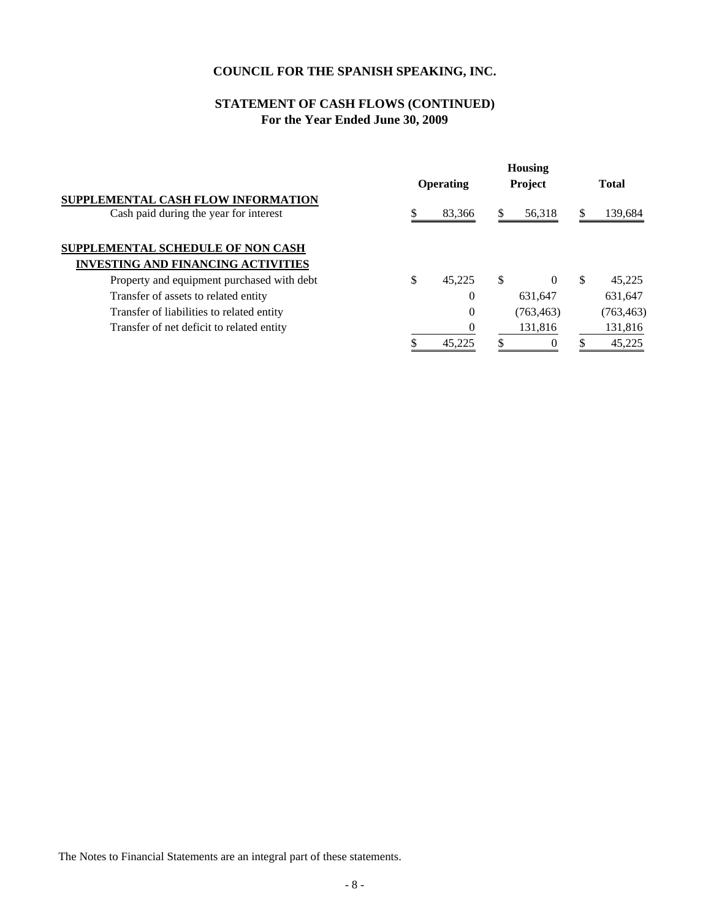# COUNCIL FOR THE SPANISH SPEAKING, INC.

## STATEMENT OF CASH FLOWS (CONTINUED)
## For the Year Ended June 30, 2009

| | Operating | Housing Project | Total |
|---|---|---|---|
| **SUPPLEMENTAL CASH FLOW INFORMATION** | | | |
| Cash paid during the year for interest | $ 83,366 | $ 56,318 | $ 139,684 |
| **SUPPLEMENTAL SCHEDULE OF NON CASH INVESTING AND FINANCING ACTIVITIES** | | | |
| Property and equipment purchased with debt | $ 45,225 | $ 0 | $ 45,225 |
| Transfer of assets to related entity | 0 | 631,647 | 631,647 |
| Transfer of liabilities to related entity | 0 | (763,463) | (763,463) |
| Transfer of net deficit to related entity | 0 | 131,816 | 131,816 |
| | $ 45,225 | $ 0 | $ 45,225 |

The Notes to Financial Statements are an integral part of these statements.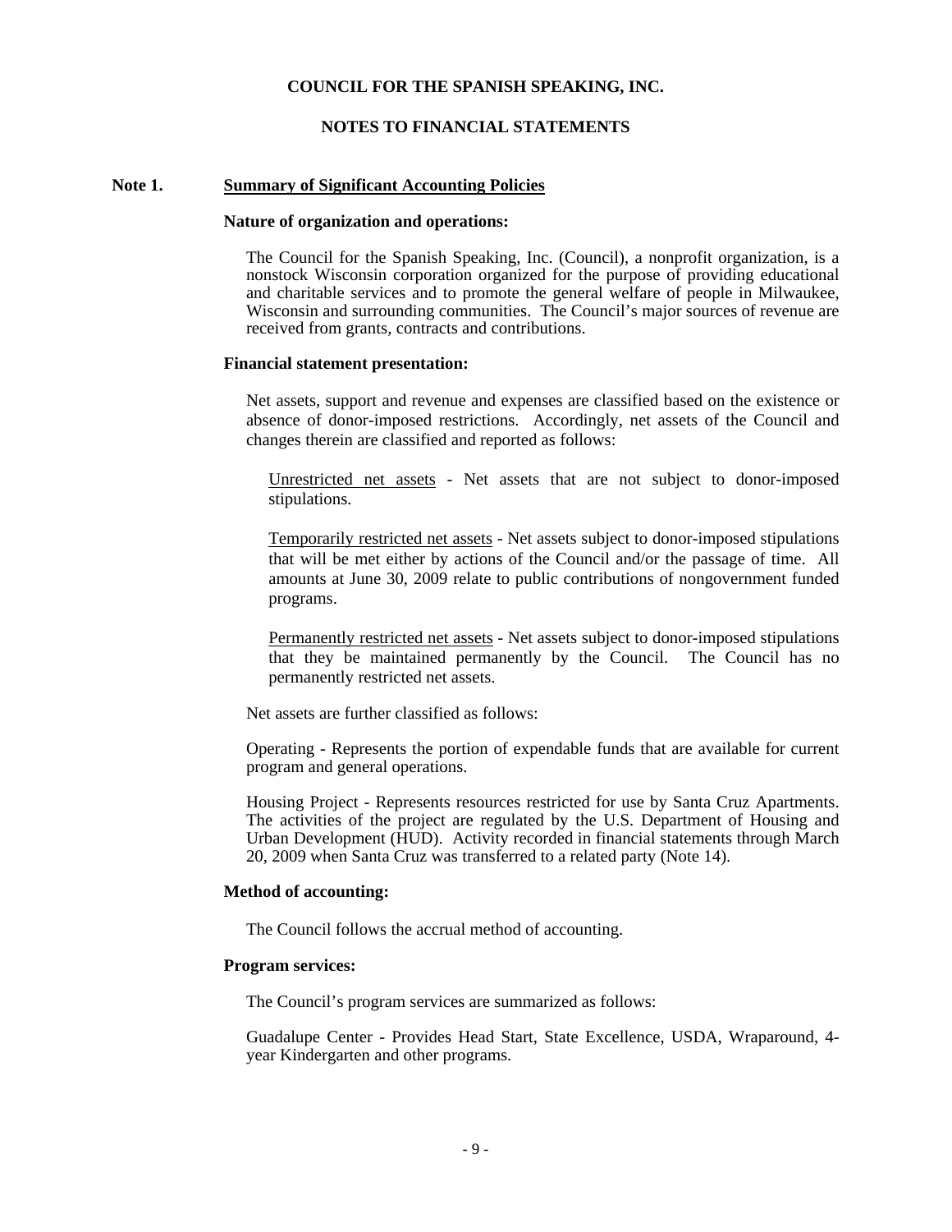**COUNCIL FOR THE SPANISH SPEAKING, INC.**

**NOTES TO FINANCIAL STATEMENTS**

## Note 1. Summary of Significant Accounting Policies

**Nature of organization and operations:**

The Council for the Spanish Speaking, Inc. (Council), a nonprofit organization, is a nonstock Wisconsin corporation organized for the purpose of providing educational and charitable services and to promote the general welfare of people in Milwaukee, Wisconsin and surrounding communities. The Council's major sources of revenue are received from grants, contracts and contributions.

**Financial statement presentation:**

Net assets, support and revenue and expenses are classified based on the existence or absence of donor-imposed restrictions. Accordingly, net assets of the Council and changes therein are classified and reported as follows:

Unrestricted net assets - Net assets that are not subject to donor-imposed stipulations.

Temporarily restricted net assets - Net assets subject to donor-imposed stipulations that will be met either by actions of the Council and/or the passage of time. All amounts at June 30, 2009 relate to public contributions of nongovernment funded programs.

Permanently restricted net assets - Net assets subject to donor-imposed stipulations that they be maintained permanently by the Council. The Council has no permanently restricted net assets.

Net assets are further classified as follows:

Operating - Represents the portion of expendable funds that are available for current program and general operations.

Housing Project - Represents resources restricted for use by Santa Cruz Apartments. The activities of the project are regulated by the U.S. Department of Housing and Urban Development (HUD). Activity recorded in financial statements through March 20, 2009 when Santa Cruz was transferred to a related party (Note 14).

**Method of accounting:**

The Council follows the accrual method of accounting.

**Program services:**

The Council's program services are summarized as follows:

Guadalupe Center - Provides Head Start, State Excellence, USDA, Wraparound, 4-year Kindergarten and other programs.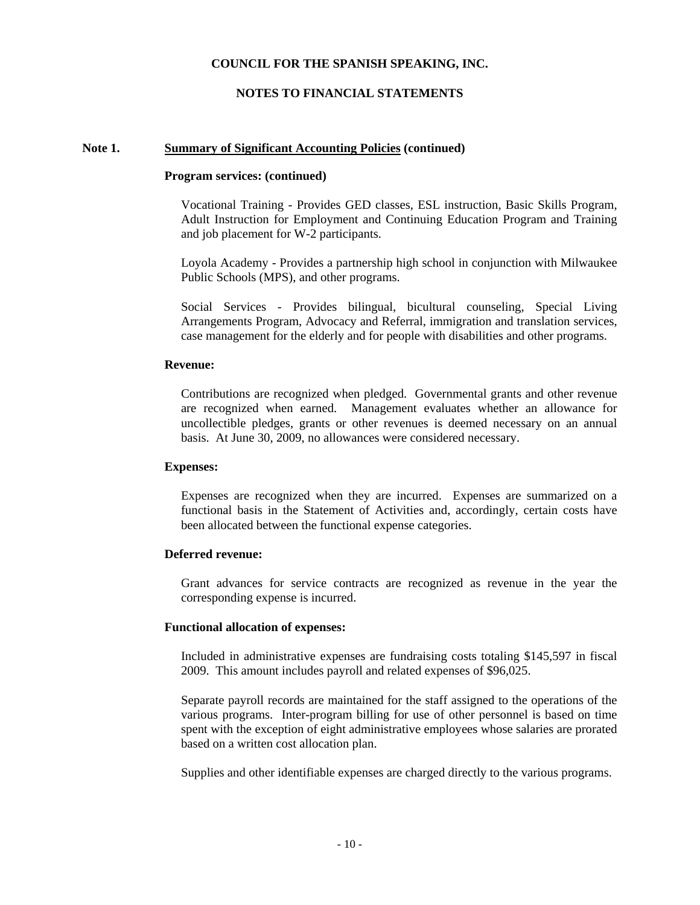# COUNCIL FOR THE SPANISH SPEAKING, INC.

## NOTES TO FINANCIAL STATEMENTS

**Note 1. Summary of Significant Accounting Policies (continued)**

**Program services: (continued)**

Vocational Training - Provides GED classes, ESL instruction, Basic Skills Program, Adult Instruction for Employment and Continuing Education Program and Training and job placement for W-2 participants.

Loyola Academy - Provides a partnership high school in conjunction with Milwaukee Public Schools (MPS), and other programs.

Social Services - Provides bilingual, bicultural counseling, Special Living Arrangements Program, Advocacy and Referral, immigration and translation services, case management for the elderly and for people with disabilities and other programs.

**Revenue:**

Contributions are recognized when pledged. Governmental grants and other revenue are recognized when earned. Management evaluates whether an allowance for uncollectible pledges, grants or other revenues is deemed necessary on an annual basis. At June 30, 2009, no allowances were considered necessary.

**Expenses:**

Expenses are recognized when they are incurred. Expenses are summarized on a functional basis in the Statement of Activities and, accordingly, certain costs have been allocated between the functional expense categories.

**Deferred revenue:**

Grant advances for service contracts are recognized as revenue in the year the corresponding expense is incurred.

**Functional allocation of expenses:**

Included in administrative expenses are fundraising costs totaling $145,597 in fiscal 2009. This amount includes payroll and related expenses of $96,025.

Separate payroll records are maintained for the staff assigned to the operations of the various programs. Inter-program billing for use of other personnel is based on time spent with the exception of eight administrative employees whose salaries are prorated based on a written cost allocation plan.

Supplies and other identifiable expenses are charged directly to the various programs.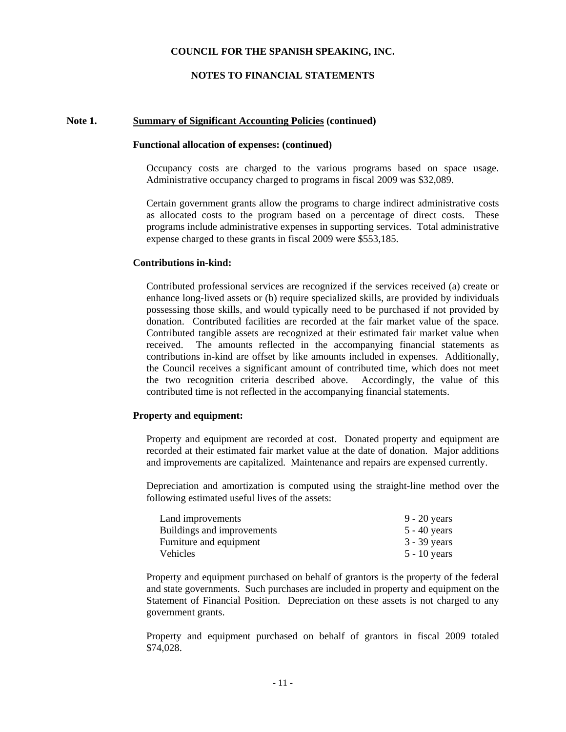# COUNCIL FOR THE SPANISH SPEAKING, INC.

## NOTES TO FINANCIAL STATEMENTS

### Note 1. Summary of Significant Accounting Policies (continued)

**Functional allocation of expenses: (continued)**

Occupancy costs are charged to the various programs based on space usage. Administrative occupancy charged to programs in fiscal 2009 was $32,089.

Certain government grants allow the programs to charge indirect administrative costs as allocated costs to the program based on a percentage of direct costs. These programs include administrative expenses in supporting services. Total administrative expense charged to these grants in fiscal 2009 were $553,185.

**Contributions in-kind:**

Contributed professional services are recognized if the services received (a) create or enhance long-lived assets or (b) require specialized skills, are provided by individuals possessing those skills, and would typically need to be purchased if not provided by donation. Contributed facilities are recorded at the fair market value of the space. Contributed tangible assets are recognized at their estimated fair market value when received. The amounts reflected in the accompanying financial statements as contributions in-kind are offset by like amounts included in expenses. Additionally, the Council receives a significant amount of contributed time, which does not meet the two recognition criteria described above. Accordingly, the value of this contributed time is not reflected in the accompanying financial statements.

**Property and equipment:**

Property and equipment are recorded at cost. Donated property and equipment are recorded at their estimated fair market value at the date of donation. Major additions and improvements are capitalized. Maintenance and repairs are expensed currently.

Depreciation and amortization is computed using the straight-line method over the following estimated useful lives of the assets:

| | |
|---|---|
| Land improvements | 9 - 20 years |
| Buildings and improvements | 5 - 40 years |
| Furniture and equipment | 3 - 39 years |
| Vehicles | 5 - 10 years |

Property and equipment purchased on behalf of grantors is the property of the federal and state governments. Such purchases are included in property and equipment on the Statement of Financial Position. Depreciation on these assets is not charged to any government grants.

Property and equipment purchased on behalf of grantors in fiscal 2009 totaled $74,028.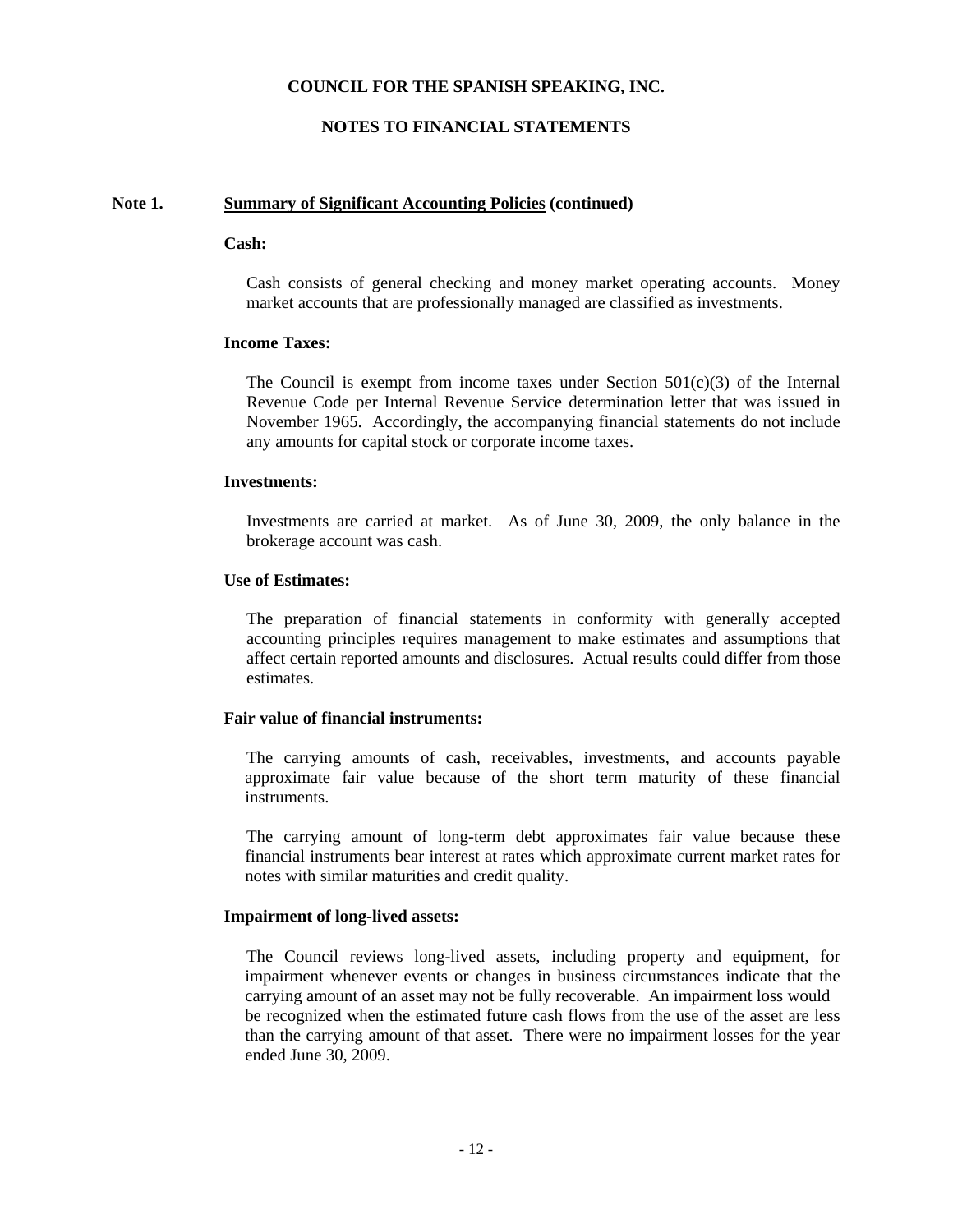# COUNCIL FOR THE SPANISH SPEAKING, INC.

## NOTES TO FINANCIAL STATEMENTS

**Note 1. Summary of Significant Accounting Policies (continued)**

**Cash:**

Cash consists of general checking and money market operating accounts. Money market accounts that are professionally managed are classified as investments.

**Income Taxes:**

The Council is exempt from income taxes under Section 501(c)(3) of the Internal Revenue Code per Internal Revenue Service determination letter that was issued in November 1965. Accordingly, the accompanying financial statements do not include any amounts for capital stock or corporate income taxes.

**Investments:**

Investments are carried at market. As of June 30, 2009, the only balance in the brokerage account was cash.

**Use of Estimates:**

The preparation of financial statements in conformity with generally accepted accounting principles requires management to make estimates and assumptions that affect certain reported amounts and disclosures. Actual results could differ from those estimates.

**Fair value of financial instruments:**

The carrying amounts of cash, receivables, investments, and accounts payable approximate fair value because of the short term maturity of these financial instruments.

The carrying amount of long-term debt approximates fair value because these financial instruments bear interest at rates which approximate current market rates for notes with similar maturities and credit quality.

**Impairment of long-lived assets:**

The Council reviews long-lived assets, including property and equipment, for impairment whenever events or changes in business circumstances indicate that the carrying amount of an asset may not be fully recoverable. An impairment loss would be recognized when the estimated future cash flows from the use of the asset are less than the carrying amount of that asset. There were no impairment losses for the year ended June 30, 2009.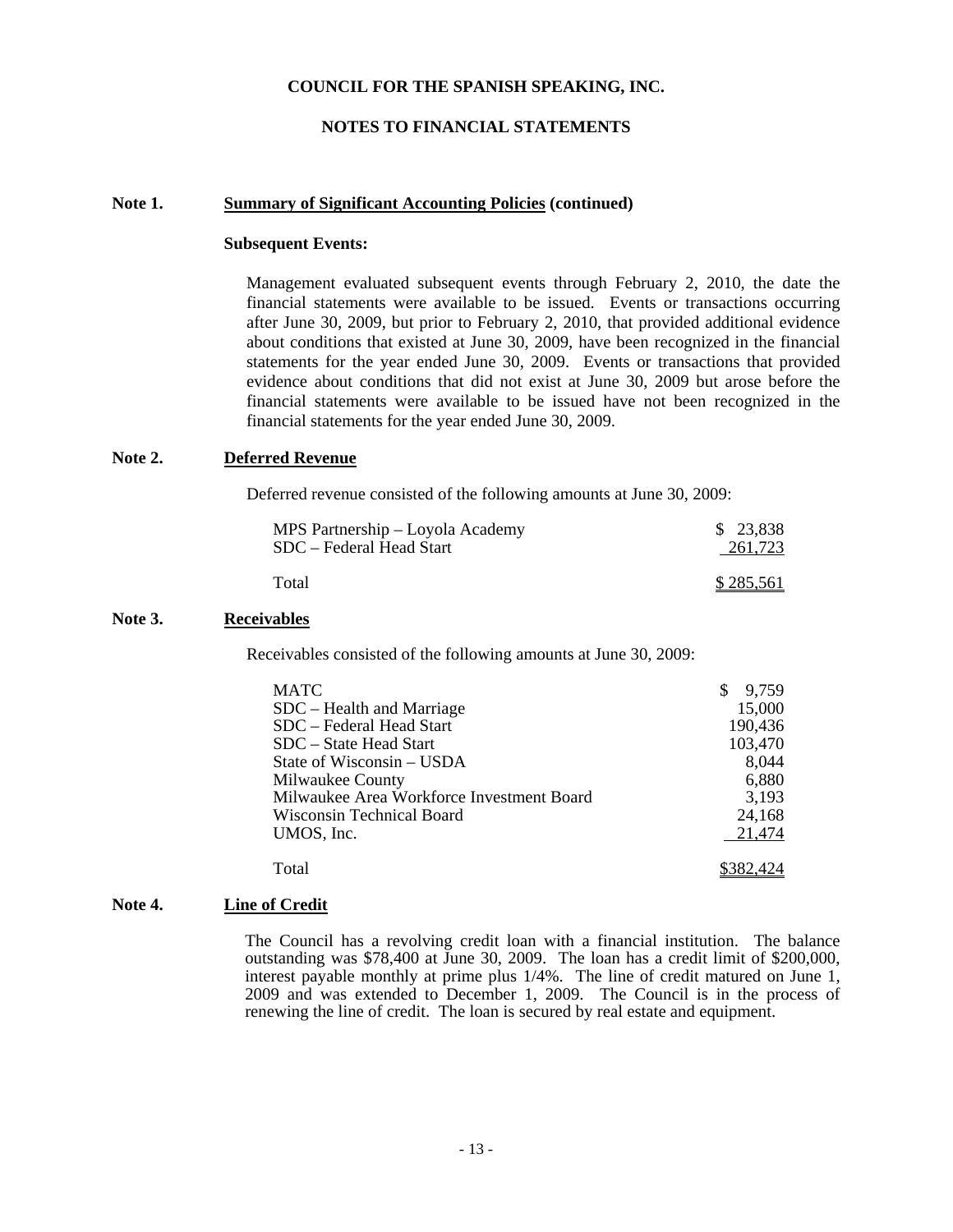**COUNCIL FOR THE SPANISH SPEAKING, INC.**

**NOTES TO FINANCIAL STATEMENTS**

**Note 1. Summary of Significant Accounting Policies (continued)**

**Subsequent Events:**

Management evaluated subsequent events through February 2, 2010, the date the financial statements were available to be issued. Events or transactions occurring after June 30, 2009, but prior to February 2, 2010, that provided additional evidence about conditions that existed at June 30, 2009, have been recognized in the financial statements for the year ended June 30, 2009. Events or transactions that provided evidence about conditions that did not exist at June 30, 2009 but arose before the financial statements were available to be issued have not been recognized in the financial statements for the year ended June 30, 2009.

**Note 2. Deferred Revenue**

Deferred revenue consisted of the following amounts at June 30, 2009:

| | |
|---|---|
| MPS Partnership – Loyola Academy | $ 23,838 |
| SDC – Federal Head Start | 261,723 |
| Total | $ 285,561 |

**Note 3. Receivables**

Receivables consisted of the following amounts at June 30, 2009:

| | |
|---|---|
| MATC | $ 9,759 |
| SDC – Health and Marriage | 15,000 |
| SDC – Federal Head Start | 190,436 |
| SDC – State Head Start | 103,470 |
| State of Wisconsin – USDA | 8,044 |
| Milwaukee County | 6,880 |
| Milwaukee Area Workforce Investment Board | 3,193 |
| Wisconsin Technical Board | 24,168 |
| UMOS, Inc. | 21,474 |
| Total | $382,424 |

**Note 4. Line of Credit**

The Council has a revolving credit loan with a financial institution. The balance outstanding was $78,400 at June 30, 2009. The loan has a credit limit of $200,000, interest payable monthly at prime plus 1/4%. The line of credit matured on June 1, 2009 and was extended to December 1, 2009. The Council is in the process of renewing the line of credit. The loan is secured by real estate and equipment.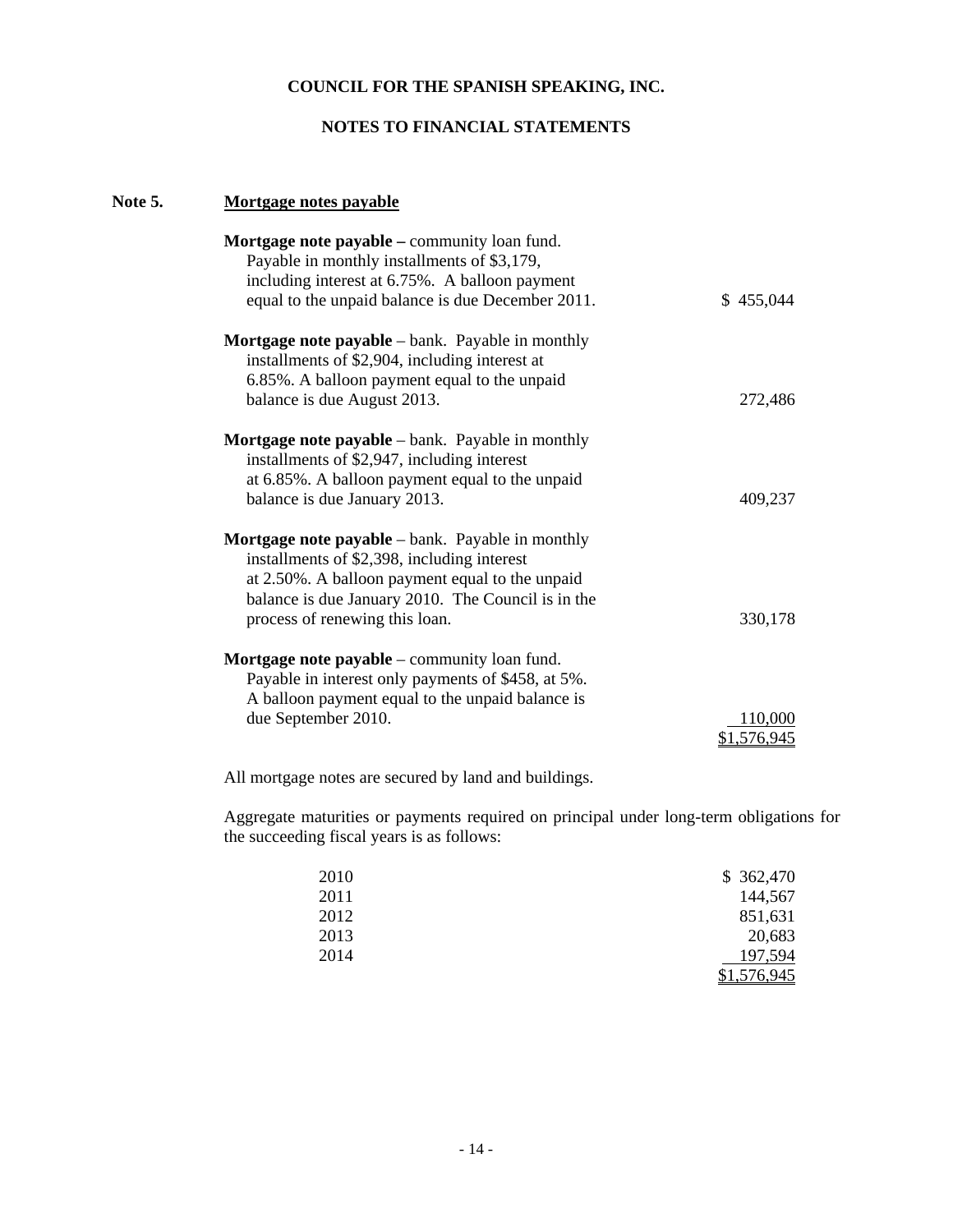**COUNCIL FOR THE SPANISH SPEAKING, INC.**

**NOTES TO FINANCIAL STATEMENTS**

## Note 5. Mortgage notes payable

| | |
|---|---|
| **Mortgage note payable –** community loan fund. Payable in monthly installments of $3,179, including interest at 6.75%. A balloon payment equal to the unpaid balance is due December 2011. | $ 455,044 |
| **Mortgage note payable** – bank. Payable in monthly installments of $2,904, including interest at 6.85%. A balloon payment equal to the unpaid balance is due August 2013. | 272,486 |
| **Mortgage note payable** – bank. Payable in monthly installments of $2,947, including interest at 6.85%. A balloon payment equal to the unpaid balance is due January 2013. | 409,237 |
| **Mortgage note payable** – bank. Payable in monthly installments of $2,398, including interest at 2.50%. A balloon payment equal to the unpaid balance is due January 2010. The Council is in the process of renewing this loan. | 330,178 |
| **Mortgage note payable** – community loan fund. Payable in interest only payments of $458, at 5%. A balloon payment equal to the unpaid balance is due September 2010. | 110,000 |
| | $1,576,945 |

All mortgage notes are secured by land and buildings.

Aggregate maturities or payments required on principal under long-term obligations for the succeeding fiscal years is as follows:

| | |
|---|---|
| 2010 | $ 362,470 |
| 2011 | 144,567 |
| 2012 | 851,631 |
| 2013 | 20,683 |
| 2014 | 197,594 |
| | $1,576,945 |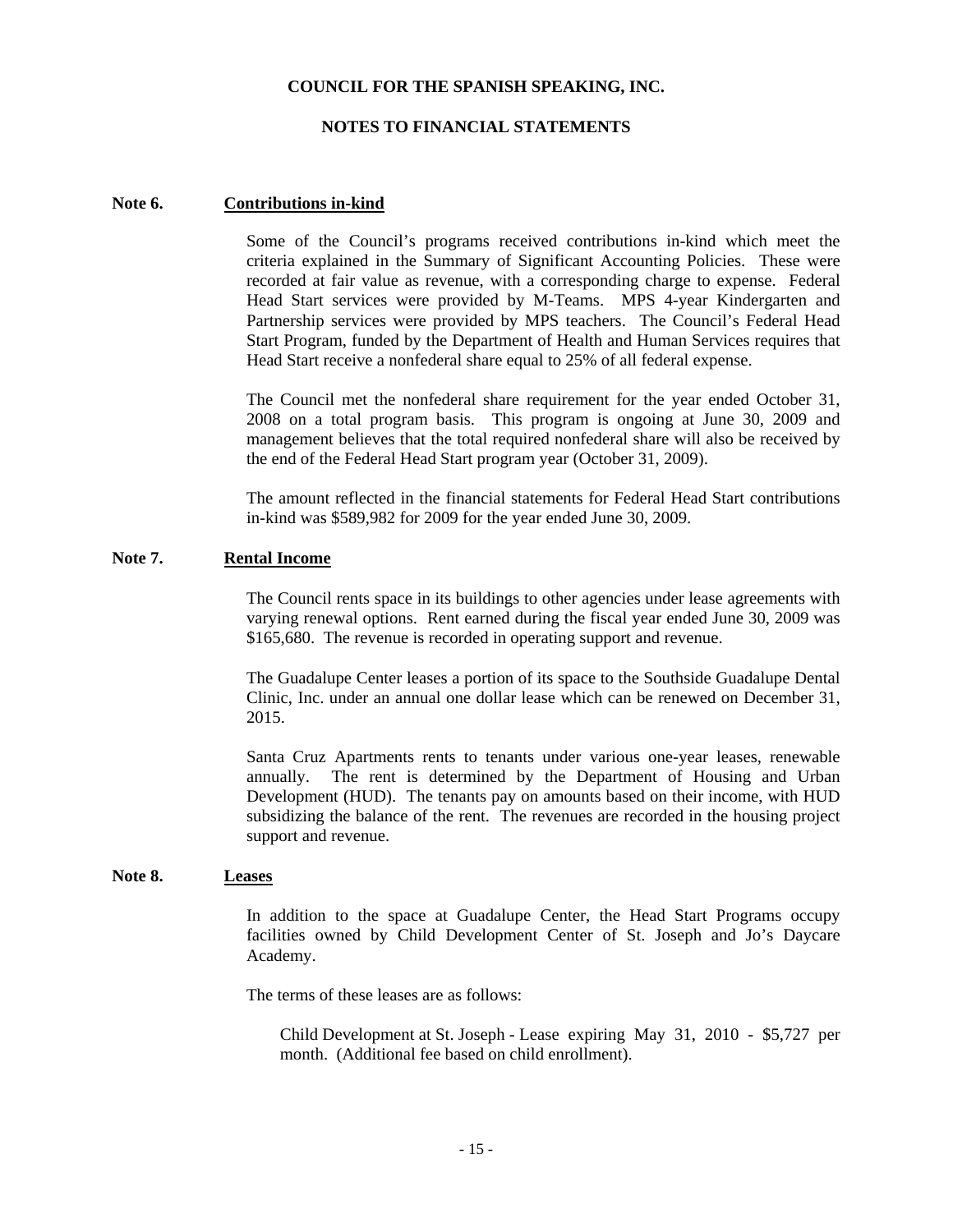COUNCIL FOR THE SPANISH SPEAKING, INC.

NOTES TO FINANCIAL STATEMENTS

**Note 6. Contributions in-kind**

Some of the Council's programs received contributions in-kind which meet the criteria explained in the Summary of Significant Accounting Policies. These were recorded at fair value as revenue, with a corresponding charge to expense. Federal Head Start services were provided by M-Teams. MPS 4-year Kindergarten and Partnership services were provided by MPS teachers. The Council's Federal Head Start Program, funded by the Department of Health and Human Services requires that Head Start receive a nonfederal share equal to 25% of all federal expense.

The Council met the nonfederal share requirement for the year ended October 31, 2008 on a total program basis. This program is ongoing at June 30, 2009 and management believes that the total required nonfederal share will also be received by the end of the Federal Head Start program year (October 31, 2009).

The amount reflected in the financial statements for Federal Head Start contributions in-kind was $589,982 for 2009 for the year ended June 30, 2009.

**Note 7. Rental Income**

The Council rents space in its buildings to other agencies under lease agreements with varying renewal options. Rent earned during the fiscal year ended June 30, 2009 was $165,680. The revenue is recorded in operating support and revenue.

The Guadalupe Center leases a portion of its space to the Southside Guadalupe Dental Clinic, Inc. under an annual one dollar lease which can be renewed on December 31, 2015.

Santa Cruz Apartments rents to tenants under various one-year leases, renewable annually. The rent is determined by the Department of Housing and Urban Development (HUD). The tenants pay on amounts based on their income, with HUD subsidizing the balance of the rent. The revenues are recorded in the housing project support and revenue.

**Note 8. Leases**

In addition to the space at Guadalupe Center, the Head Start Programs occupy facilities owned by Child Development Center of St. Joseph and Jo's Daycare Academy.

The terms of these leases are as follows:

Child Development at St. Joseph - Lease expiring May 31, 2010 - $5,727 per month. (Additional fee based on child enrollment).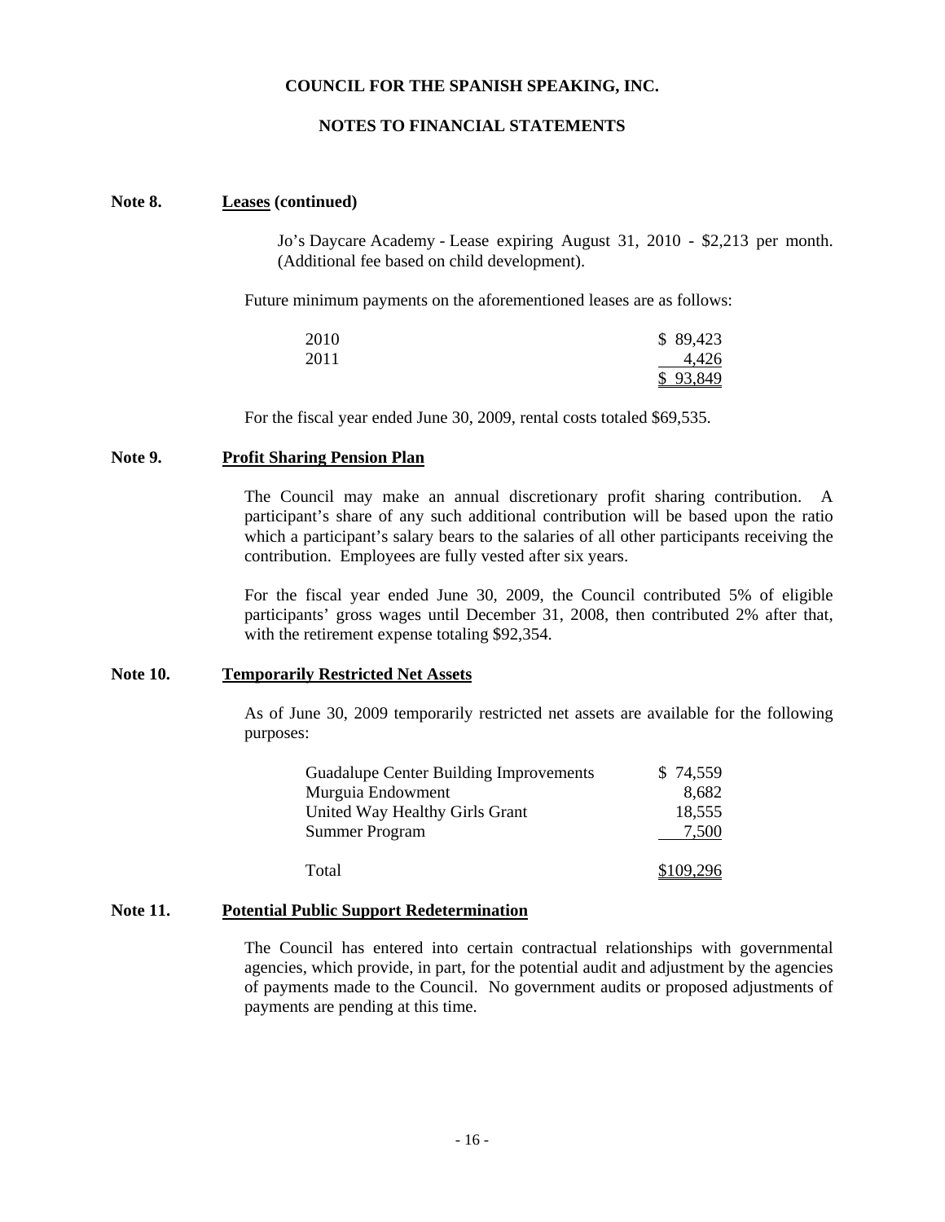**COUNCIL FOR THE SPANISH SPEAKING, INC.**

**NOTES TO FINANCIAL STATEMENTS**

**Note 8. Leases (continued)**

Jo's Daycare Academy - Lease expiring August 31, 2010 - $2,213 per month. (Additional fee based on child development).

Future minimum payments on the aforementioned leases are as follows:

| | |
|---|---|
| 2010 | $ 89,423 |
| 2011 | 4,426 |
| | $ 93,849 |

For the fiscal year ended June 30, 2009, rental costs totaled $69,535.

**Note 9. Profit Sharing Pension Plan**

The Council may make an annual discretionary profit sharing contribution. A participant's share of any such additional contribution will be based upon the ratio which a participant's salary bears to the salaries of all other participants receiving the contribution. Employees are fully vested after six years.

For the fiscal year ended June 30, 2009, the Council contributed 5% of eligible participants' gross wages until December 31, 2008, then contributed 2% after that, with the retirement expense totaling $92,354.

**Note 10. Temporarily Restricted Net Assets**

As of June 30, 2009 temporarily restricted net assets are available for the following purposes:

| | |
|---|---|
| Guadalupe Center Building Improvements | $ 74,559 |
| Murguia Endowment | 8,682 |
| United Way Healthy Girls Grant | 18,555 |
| Summer Program | 7,500 |
| Total | $109,296 |

**Note 11. Potential Public Support Redetermination**

The Council has entered into certain contractual relationships with governmental agencies, which provide, in part, for the potential audit and adjustment by the agencies of payments made to the Council. No government audits or proposed adjustments of payments are pending at this time.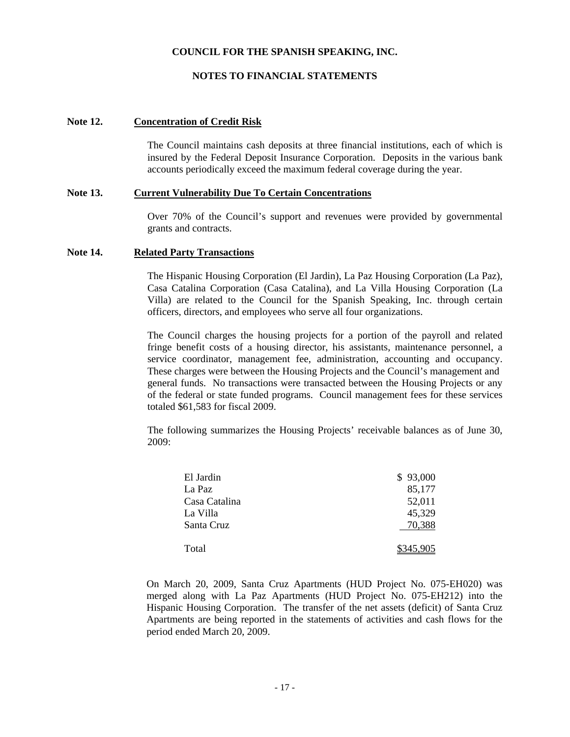# COUNCIL FOR THE SPANISH SPEAKING, INC.

## NOTES TO FINANCIAL STATEMENTS

**Note 12. Concentration of Credit Risk**

The Council maintains cash deposits at three financial institutions, each of which is insured by the Federal Deposit Insurance Corporation. Deposits in the various bank accounts periodically exceed the maximum federal coverage during the year.

**Note 13. Current Vulnerability Due To Certain Concentrations**

Over 70% of the Council's support and revenues were provided by governmental grants and contracts.

**Note 14. Related Party Transactions**

The Hispanic Housing Corporation (El Jardin), La Paz Housing Corporation (La Paz), Casa Catalina Corporation (Casa Catalina), and La Villa Housing Corporation (La Villa) are related to the Council for the Spanish Speaking, Inc. through certain officers, directors, and employees who serve all four organizations.

The Council charges the housing projects for a portion of the payroll and related fringe benefit costs of a housing director, his assistants, maintenance personnel, a service coordinator, management fee, administration, accounting and occupancy. These charges were between the Housing Projects and the Council's management and general funds. No transactions were transacted between the Housing Projects or any of the federal or state funded programs. Council management fees for these services totaled $61,583 for fiscal 2009.

The following summarizes the Housing Projects' receivable balances as of June 30, 2009:

| | |
|---|---|
| El Jardin | $ 93,000 |
| La Paz | 85,177 |
| Casa Catalina | 52,011 |
| La Villa | 45,329 |
| Santa Cruz | 70,388 |
| Total | $345,905 |

On March 20, 2009, Santa Cruz Apartments (HUD Project No. 075-EH020) was merged along with La Paz Apartments (HUD Project No. 075-EH212) into the Hispanic Housing Corporation. The transfer of the net assets (deficit) of Santa Cruz Apartments are being reported in the statements of activities and cash flows for the period ended March 20, 2009.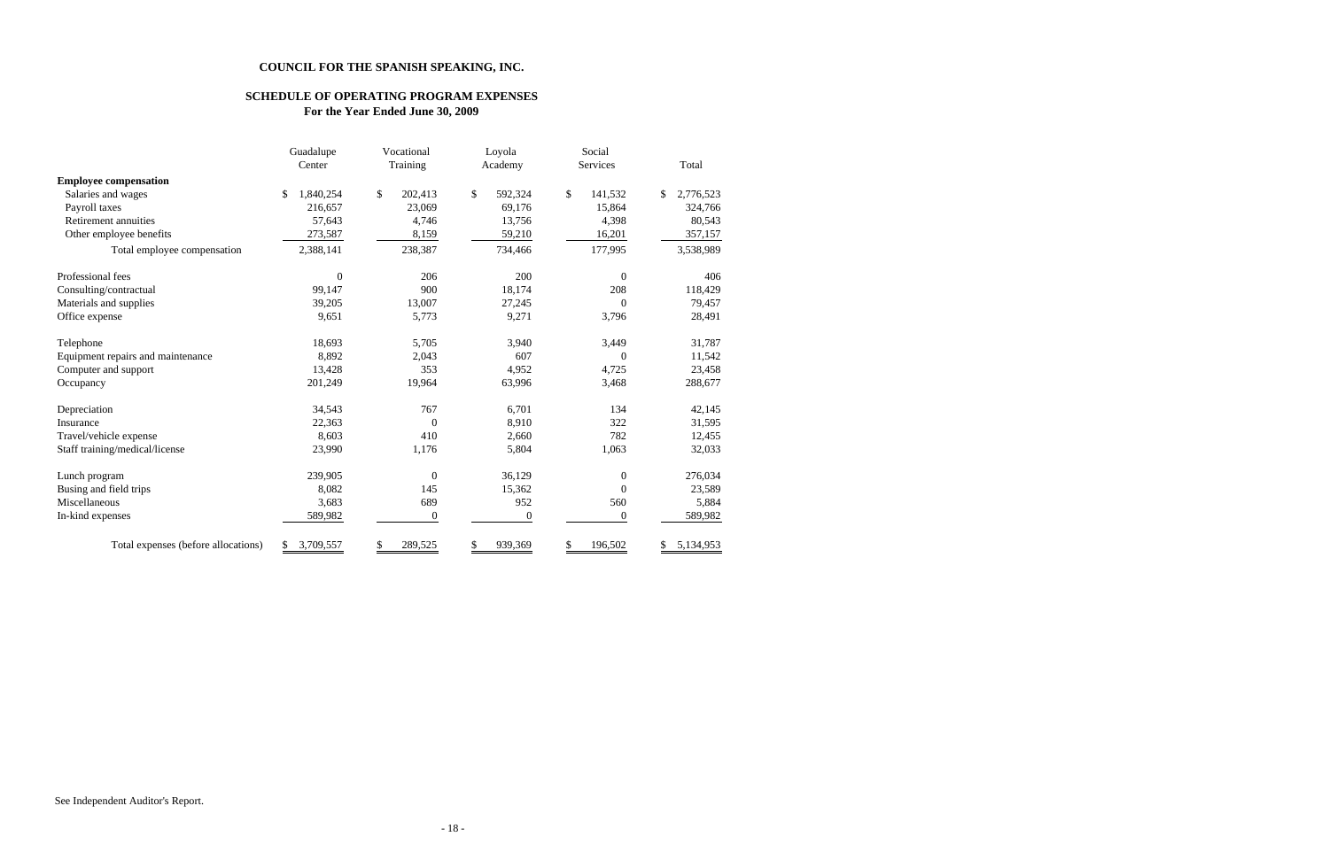**COUNCIL FOR THE SPANISH SPEAKING, INC.**

**SCHEDULE OF OPERATING PROGRAM EXPENSES**
**For the Year Ended June 30, 2009**

| | Guadalupe Center | Vocational Training | Loyola Academy | Social Services | Total |
|---|---|---|---|---|---|
| **Employee compensation** | | | | | |
| Salaries and wages | $ 1,840,254 | $ 202,413 | $ 592,324 | $ 141,532 | $ 2,776,523 |
| Payroll taxes | 216,657 | 23,069 | 69,176 | 15,864 | 324,766 |
| Retirement annuities | 57,643 | 4,746 | 13,756 | 4,398 | 80,543 |
| Other employee benefits | 273,587 | 8,159 | 59,210 | 16,201 | 357,157 |
| Total employee compensation | 2,388,141 | 238,387 | 734,466 | 177,995 | 3,538,989 |
| Professional fees | 0 | 206 | 200 | 0 | 406 |
| Consulting/contractual | 99,147 | 900 | 18,174 | 208 | 118,429 |
| Materials and supplies | 39,205 | 13,007 | 27,245 | 0 | 79,457 |
| Office expense | 9,651 | 5,773 | 9,271 | 3,796 | 28,491 |
| Telephone | 18,693 | 5,705 | 3,940 | 3,449 | 31,787 |
| Equipment repairs and maintenance | 8,892 | 2,043 | 607 | 0 | 11,542 |
| Computer and support | 13,428 | 353 | 4,952 | 4,725 | 23,458 |
| Occupancy | 201,249 | 19,964 | 63,996 | 3,468 | 288,677 |
| Depreciation | 34,543 | 767 | 6,701 | 134 | 42,145 |
| Insurance | 22,363 | 0 | 8,910 | 322 | 31,595 |
| Travel/vehicle expense | 8,603 | 410 | 2,660 | 782 | 12,455 |
| Staff training/medical/license | 23,990 | 1,176 | 5,804 | 1,063 | 32,033 |
| Lunch program | 239,905 | 0 | 36,129 | 0 | 276,034 |
| Busing and field trips | 8,082 | 145 | 15,362 | 0 | 23,589 |
| Miscellaneous | 3,683 | 689 | 952 | 560 | 5,884 |
| In-kind expenses | 589,982 | 0 | 0 | 0 | 589,982 |
| Total expenses (before allocations) | $ 3,709,557 | $ 289,525 | $ 939,369 | $ 196,502 | $ 5,134,953 |

See Independent Auditor's Report.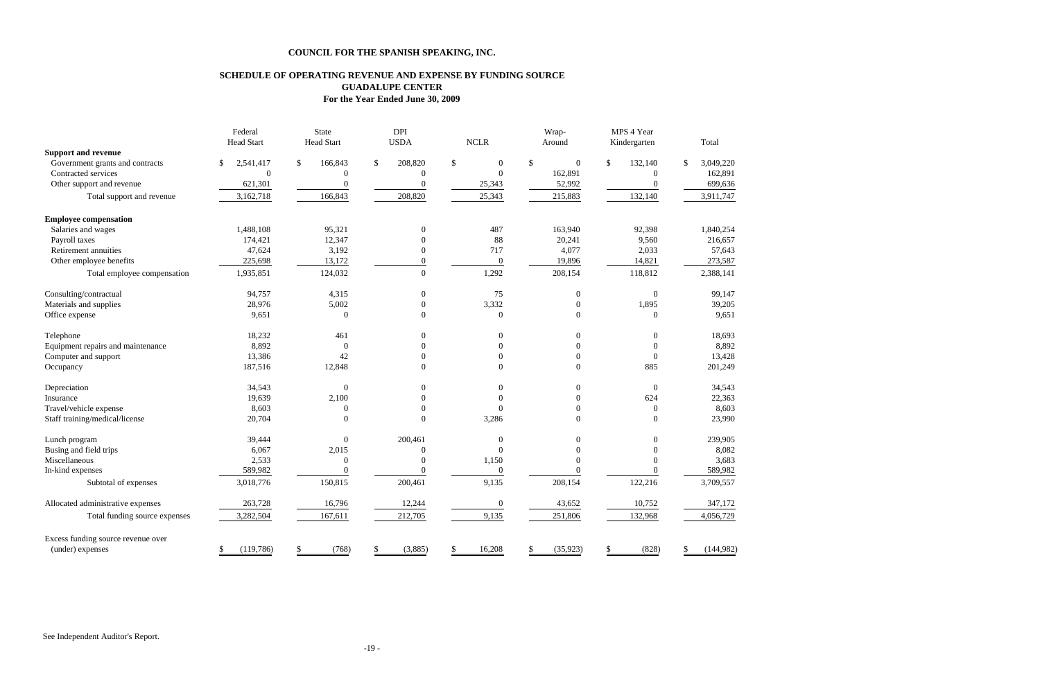# COUNCIL FOR THE SPANISH SPEAKING, INC.

## SCHEDULE OF OPERATING REVENUE AND EXPENSE BY FUNDING SOURCE
## GUADALUPE CENTER
### For the Year Ended June 30, 2009

| | Federal Head Start | State Head Start | DPI USDA | NCLR | Wrap-Around | MPS 4 Year Kindergarten | Total |
|---|---|---|---|---|---|---|---|
| **Support and revenue** | | | | | | | |
| Government grants and contracts | $ 2,541,417 | $ 166,843 | $ 208,820 | $ 0 | $ 0 | $ 132,140 | $ 3,049,220 |
| Contracted services | 0 | 0 | 0 | 0 | 162,891 | 0 | 162,891 |
| Other support and revenue | 621,301 | 0 | 0 | 25,343 | 52,992 | 0 | 699,636 |
| Total support and revenue | 3,162,718 | 166,843 | 208,820 | 25,343 | 215,883 | 132,140 | 3,911,747 |
| **Employee compensation** | | | | | | | |
| Salaries and wages | 1,488,108 | 95,321 | 0 | 487 | 163,940 | 92,398 | 1,840,254 |
| Payroll taxes | 174,421 | 12,347 | 0 | 88 | 20,241 | 9,560 | 216,657 |
| Retirement annuities | 47,624 | 3,192 | 0 | 717 | 4,077 | 2,033 | 57,643 |
| Other employee benefits | 225,698 | 13,172 | 0 | 0 | 19,896 | 14,821 | 273,587 |
| Total employee compensation | 1,935,851 | 124,032 | 0 | 1,292 | 208,154 | 118,812 | 2,388,141 |
| Consulting/contractual | 94,757 | 4,315 | 0 | 75 | 0 | 0 | 99,147 |
| Materials and supplies | 28,976 | 5,002 | 0 | 3,332 | 0 | 1,895 | 39,205 |
| Office expense | 9,651 | 0 | 0 | 0 | 0 | 0 | 9,651 |
| Telephone | 18,232 | 461 | 0 | 0 | 0 | 0 | 18,693 |
| Equipment repairs and maintenance | 8,892 | 0 | 0 | 0 | 0 | 0 | 8,892 |
| Computer and support | 13,386 | 42 | 0 | 0 | 0 | 0 | 13,428 |
| Occupancy | 187,516 | 12,848 | 0 | 0 | 0 | 885 | 201,249 |
| Depreciation | 34,543 | 0 | 0 | 0 | 0 | 0 | 34,543 |
| Insurance | 19,639 | 2,100 | 0 | 0 | 0 | 624 | 22,363 |
| Travel/vehicle expense | 8,603 | 0 | 0 | 0 | 0 | 0 | 8,603 |
| Staff training/medical/license | 20,704 | 0 | 0 | 3,286 | 0 | 0 | 23,990 |
| Lunch program | 39,444 | 0 | 200,461 | 0 | 0 | 0 | 239,905 |
| Busing and field trips | 6,067 | 2,015 | 0 | 0 | 0 | 0 | 8,082 |
| Miscellaneous | 2,533 | 0 | 0 | 1,150 | 0 | 0 | 3,683 |
| In-kind expenses | 589,982 | 0 | 0 | 0 | 0 | 0 | 589,982 |
| Subtotal of expenses | 3,018,776 | 150,815 | 200,461 | 9,135 | 208,154 | 122,216 | 3,709,557 |
| Allocated administrative expenses | 263,728 | 16,796 | 12,244 | 0 | 43,652 | 10,752 | 347,172 |
| Total funding source expenses | 3,282,504 | 167,611 | 212,705 | 9,135 | 251,806 | 132,968 | 4,056,729 |
| Excess funding source revenue over (under) expenses | $ (119,786) | $ (768) | $ (3,885) | $ 16,208 | $ (35,923) | $ (828) | $ (144,982) |

See Independent Auditor's Report.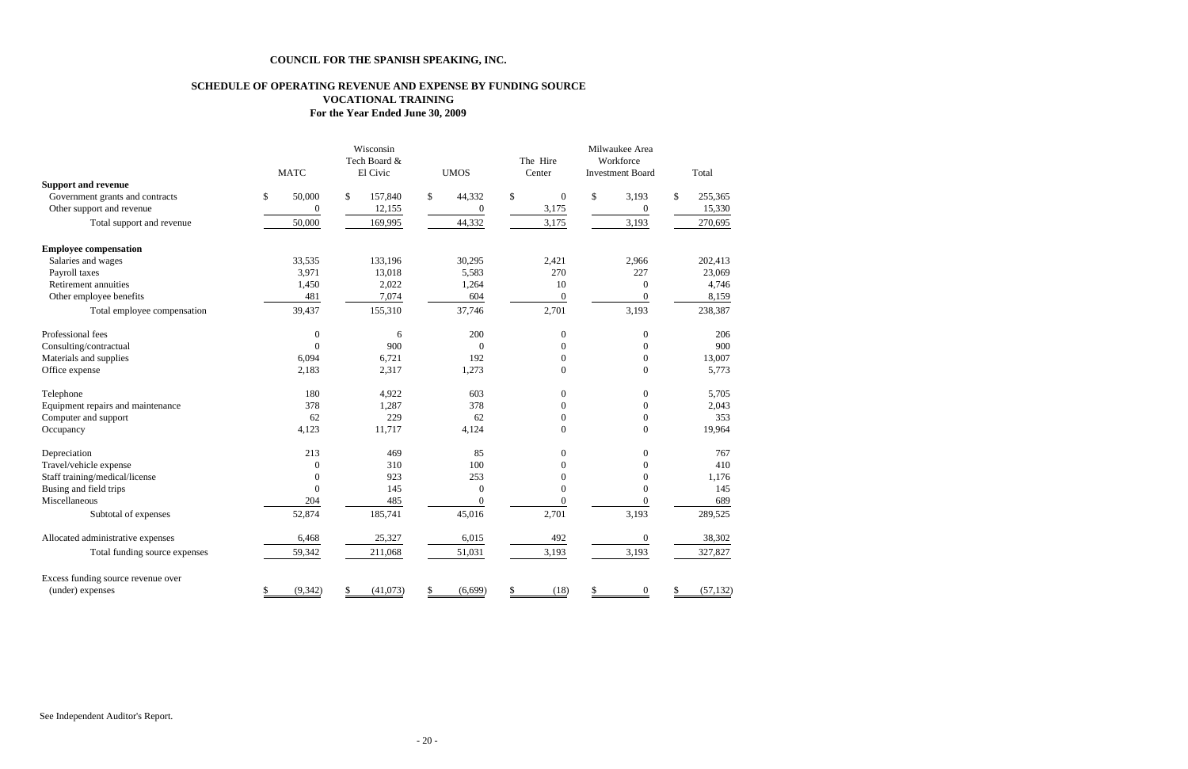# COUNCIL FOR THE SPANISH SPEAKING, INC.

## SCHEDULE OF OPERATING REVENUE AND EXPENSE BY FUNDING SOURCE
## VOCATIONAL TRAINING
### For the Year Ended June 30, 2009

| | MATC | Wisconsin Tech Board & El Civic | UMOS | The Hire Center | Milwaukee Area Workforce Investment Board | Total |
|---|---|---|---|---|---|---|
| **Support and revenue** | | | | | | |
| Government grants and contracts | $ 50,000 | $ 157,840 | $ 44,332 | $ 0 | $ 3,193 | $ 255,365 |
| Other support and revenue | 0 | 12,155 | 0 | 3,175 | 0 | 15,330 |
| Total support and revenue | 50,000 | 169,995 | 44,332 | 3,175 | 3,193 | 270,695 |
| **Employee compensation** | | | | | | |
| Salaries and wages | 33,535 | 133,196 | 30,295 | 2,421 | 2,966 | 202,413 |
| Payroll taxes | 3,971 | 13,018 | 5,583 | 270 | 227 | 23,069 |
| Retirement annuities | 1,450 | 2,022 | 1,264 | 10 | 0 | 4,746 |
| Other employee benefits | 481 | 7,074 | 604 | 0 | 0 | 8,159 |
| Total employee compensation | 39,437 | 155,310 | 37,746 | 2,701 | 3,193 | 238,387 |
| Professional fees | 0 | 6 | 200 | 0 | 0 | 206 |
| Consulting/contractual | 0 | 900 | 0 | 0 | 0 | 900 |
| Materials and supplies | 6,094 | 6,721 | 192 | 0 | 0 | 13,007 |
| Office expense | 2,183 | 2,317 | 1,273 | 0 | 0 | 5,773 |
| Telephone | 180 | 4,922 | 603 | 0 | 0 | 5,705 |
| Equipment repairs and maintenance | 378 | 1,287 | 378 | 0 | 0 | 2,043 |
| Computer and support | 62 | 229 | 62 | 0 | 0 | 353 |
| Occupancy | 4,123 | 11,717 | 4,124 | 0 | 0 | 19,964 |
| Depreciation | 213 | 469 | 85 | 0 | 0 | 767 |
| Travel/vehicle expense | 0 | 310 | 100 | 0 | 0 | 410 |
| Staff training/medical/license | 0 | 923 | 253 | 0 | 0 | 1,176 |
| Busing and field trips | 0 | 145 | 0 | 0 | 0 | 145 |
| Miscellaneous | 204 | 485 | 0 | 0 | 0 | 689 |
| Subtotal of expenses | 52,874 | 185,741 | 45,016 | 2,701 | 3,193 | 289,525 |
| Allocated administrative expenses | 6,468 | 25,327 | 6,015 | 492 | 0 | 38,302 |
| Total funding source expenses | 59,342 | 211,068 | 51,031 | 3,193 | 3,193 | 327,827 |
| Excess funding source revenue over (under) expenses | $ (9,342) | $ (41,073) | $ (6,699) | $ (18) | $ 0 | $ (57,132) |

See Independent Auditor's Report.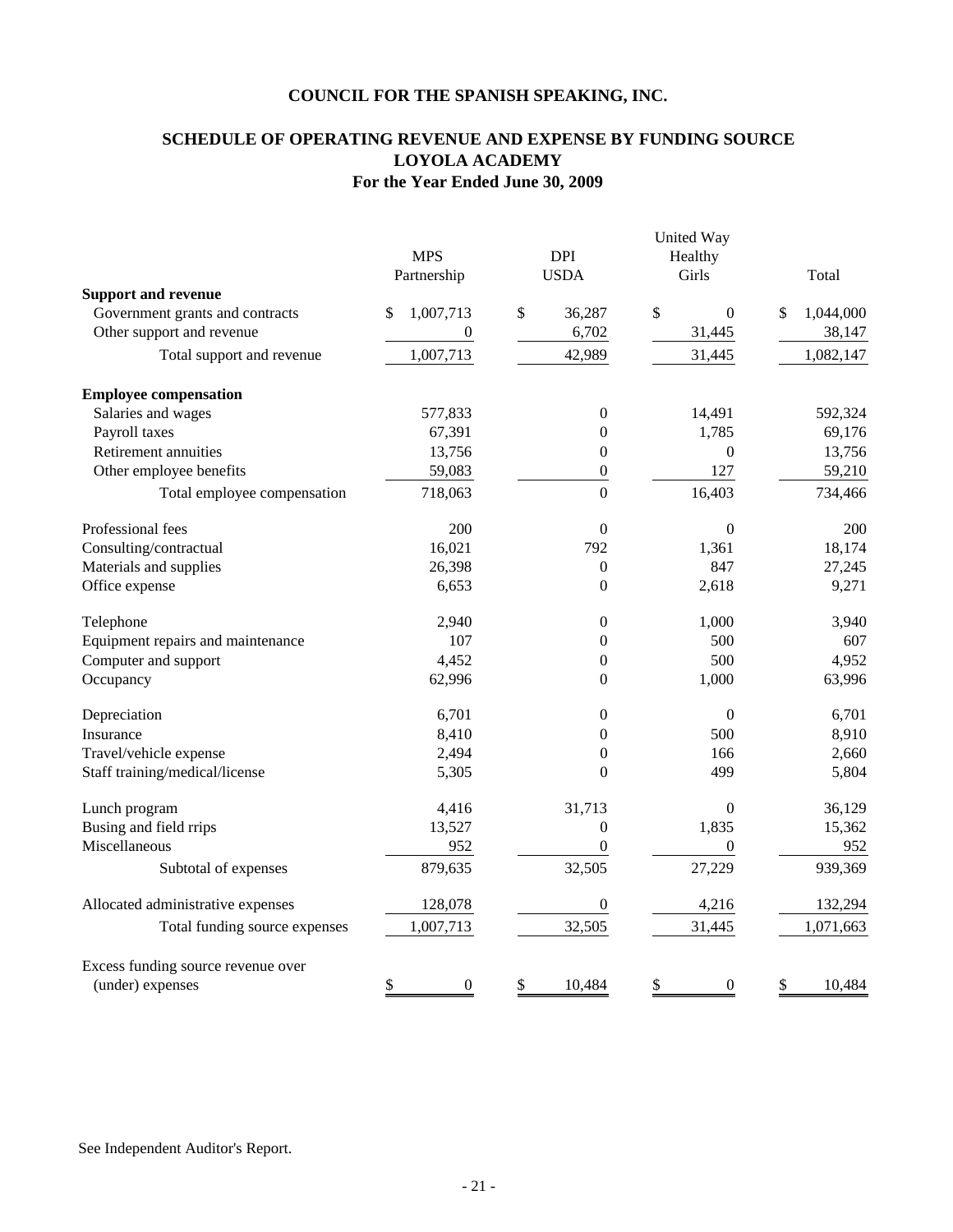**COUNCIL FOR THE SPANISH SPEAKING, INC.**

**SCHEDULE OF OPERATING REVENUE AND EXPENSE BY FUNDING SOURCE**
**LOYOLA ACADEMY**
**For the Year Ended June 30, 2009**

| | MPS Partnership | DPI USDA | United Way Healthy Girls | Total |
|---|---|---|---|---|
| **Support and revenue** | | | | |
| Government grants and contracts | $ 1,007,713 | $ 36,287 | $ 0 | $ 1,044,000 |
| Other support and revenue | 0 | 6,702 | 31,445 | 38,147 |
| Total support and revenue | 1,007,713 | 42,989 | 31,445 | 1,082,147 |
| **Employee compensation** | | | | |
| Salaries and wages | 577,833 | 0 | 14,491 | 592,324 |
| Payroll taxes | 67,391 | 0 | 1,785 | 69,176 |
| Retirement annuities | 13,756 | 0 | 0 | 13,756 |
| Other employee benefits | 59,083 | 0 | 127 | 59,210 |
| Total employee compensation | 718,063 | 0 | 16,403 | 734,466 |
| Professional fees | 200 | 0 | 0 | 200 |
| Consulting/contractual | 16,021 | 792 | 1,361 | 18,174 |
| Materials and supplies | 26,398 | 0 | 847 | 27,245 |
| Office expense | 6,653 | 0 | 2,618 | 9,271 |
| Telephone | 2,940 | 0 | 1,000 | 3,940 |
| Equipment repairs and maintenance | 107 | 0 | 500 | 607 |
| Computer and support | 4,452 | 0 | 500 | 4,952 |
| Occupancy | 62,996 | 0 | 1,000 | 63,996 |
| Depreciation | 6,701 | 0 | 0 | 6,701 |
| Insurance | 8,410 | 0 | 500 | 8,910 |
| Travel/vehicle expense | 2,494 | 0 | 166 | 2,660 |
| Staff training/medical/license | 5,305 | 0 | 499 | 5,804 |
| Lunch program | 4,416 | 31,713 | 0 | 36,129 |
| Busing and field rrips | 13,527 | 0 | 1,835 | 15,362 |
| Miscellaneous | 952 | 0 | 0 | 952 |
| Subtotal of expenses | 879,635 | 32,505 | 27,229 | 939,369 |
| Allocated administrative expenses | 128,078 | 0 | 4,216 | 132,294 |
| Total funding source expenses | 1,007,713 | 32,505 | 31,445 | 1,071,663 |
| Excess funding source revenue over (under) expenses | $ 0 | $ 10,484 | $ 0 | $ 10,484 |

See Independent Auditor's Report.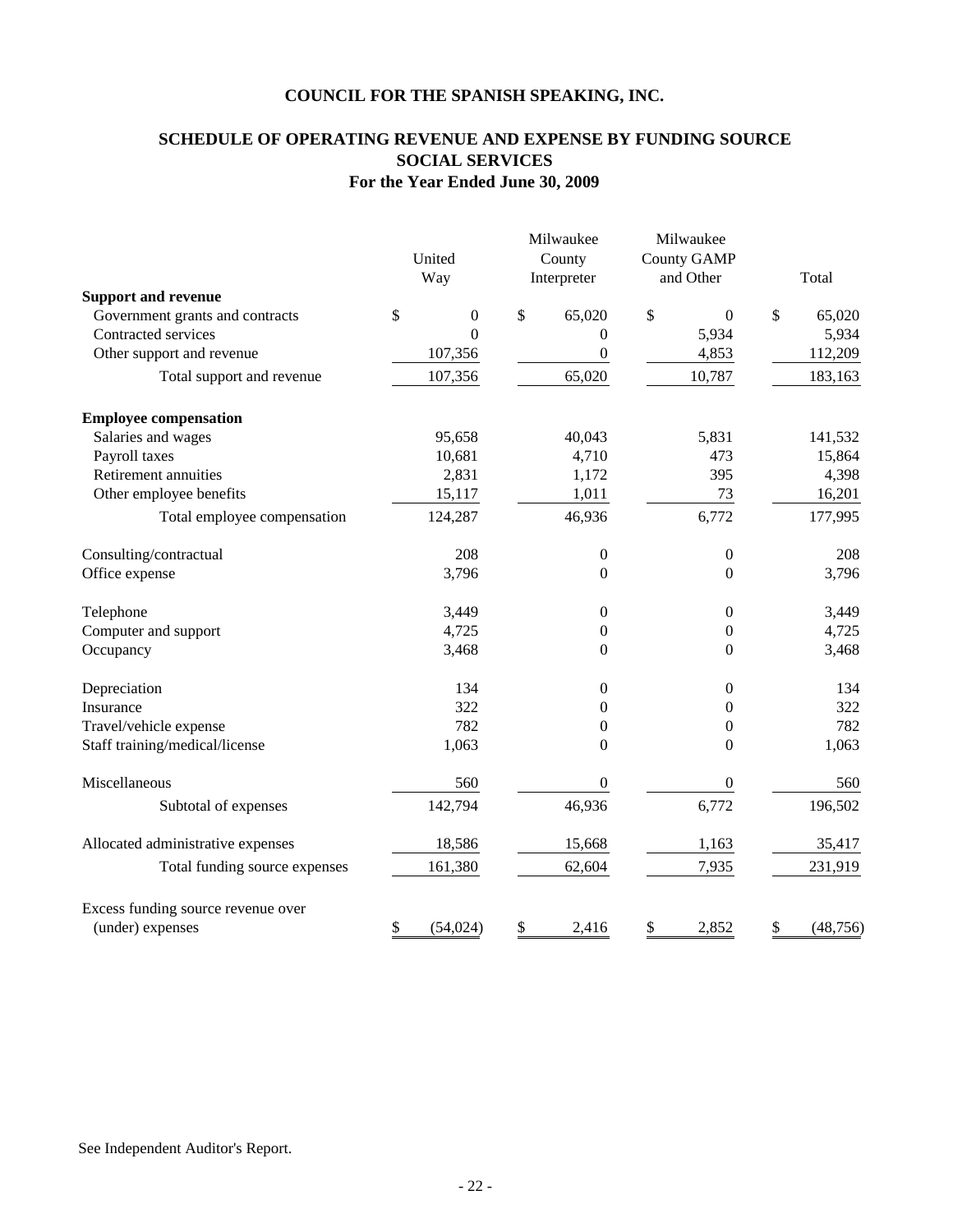**COUNCIL FOR THE SPANISH SPEAKING, INC.**

**SCHEDULE OF OPERATING REVENUE AND EXPENSE BY FUNDING SOURCE**
**SOCIAL SERVICES**
**For the Year Ended June 30, 2009**

| | United Way | Milwaukee County Interpreter | Milwaukee County GAMP and Other | Total |
|---|---|---|---|---|
| **Support and revenue** | | | | |
| Government grants and contracts | $ 0 | $ 65,020 | $ 0 | $ 65,020 |
| Contracted services | 0 | 0 | 5,934 | 5,934 |
| Other support and revenue | 107,356 | 0 | 4,853 | 112,209 |
| Total support and revenue | 107,356 | 65,020 | 10,787 | 183,163 |
| **Employee compensation** | | | | |
| Salaries and wages | 95,658 | 40,043 | 5,831 | 141,532 |
| Payroll taxes | 10,681 | 4,710 | 473 | 15,864 |
| Retirement annuities | 2,831 | 1,172 | 395 | 4,398 |
| Other employee benefits | 15,117 | 1,011 | 73 | 16,201 |
| Total employee compensation | 124,287 | 46,936 | 6,772 | 177,995 |
| Consulting/contractual | 208 | 0 | 0 | 208 |
| Office expense | 3,796 | 0 | 0 | 3,796 |
| Telephone | 3,449 | 0 | 0 | 3,449 |
| Computer and support | 4,725 | 0 | 0 | 4,725 |
| Occupancy | 3,468 | 0 | 0 | 3,468 |
| Depreciation | 134 | 0 | 0 | 134 |
| Insurance | 322 | 0 | 0 | 322 |
| Travel/vehicle expense | 782 | 0 | 0 | 782 |
| Staff training/medical/license | 1,063 | 0 | 0 | 1,063 |
| Miscellaneous | 560 | 0 | 0 | 560 |
| Subtotal of expenses | 142,794 | 46,936 | 6,772 | 196,502 |
| Allocated administrative expenses | 18,586 | 15,668 | 1,163 | 35,417 |
| Total funding source expenses | 161,380 | 62,604 | 7,935 | 231,919 |
| Excess funding source revenue over (under) expenses | $ (54,024) | $ 2,416 | $ 2,852 | $ (48,756) |

See Independent Auditor's Report.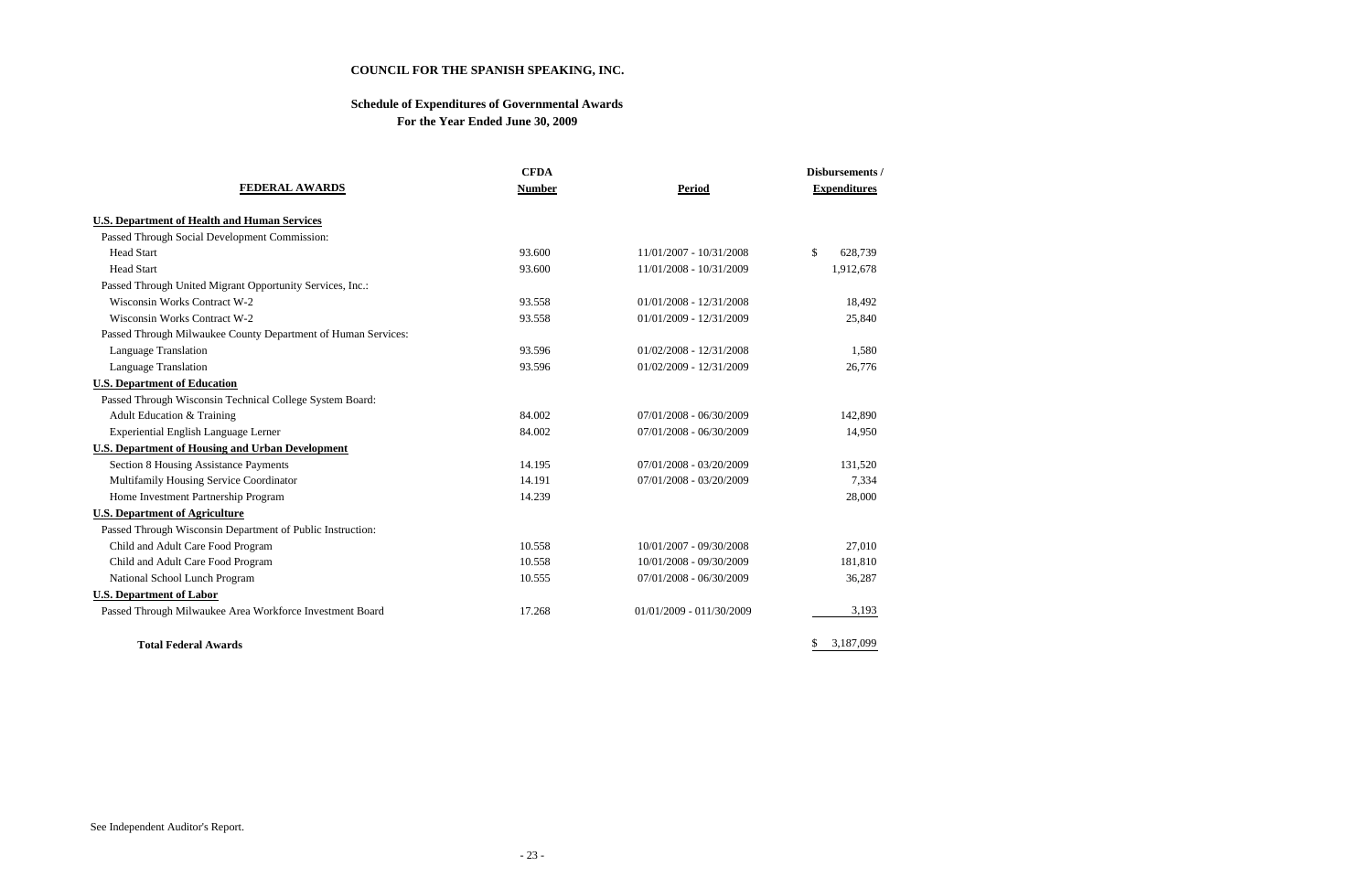# COUNCIL FOR THE SPANISH SPEAKING, INC.

## Schedule of Expenditures of Governmental Awards

### For the Year Ended June 30, 2009

| FEDERAL AWARDS | CFDA Number | Period | Disbursements / Expenditures |
|---|---|---|---|
| **U.S. Department of Health and Human Services** | | | |
| Passed Through Social Development Commission: | | | |
| Head Start | 93.600 | 11/01/2007 - 10/31/2008 | $ 628,739 |
| Head Start | 93.600 | 11/01/2008 - 10/31/2009 | 1,912,678 |
| Passed Through United Migrant Opportunity Services, Inc.: | | | |
| Wisconsin Works Contract W-2 | 93.558 | 01/01/2008 - 12/31/2008 | 18,492 |
| Wisconsin Works Contract W-2 | 93.558 | 01/01/2009 - 12/31/2009 | 25,840 |
| Passed Through Milwaukee County Department of Human Services: | | | |
| Language Translation | 93.596 | 01/02/2008 - 12/31/2008 | 1,580 |
| Language Translation | 93.596 | 01/02/2009 - 12/31/2009 | 26,776 |
| **U.S. Department of Education** | | | |
| Passed Through Wisconsin Technical College System Board: | | | |
| Adult Education & Training | 84.002 | 07/01/2008 - 06/30/2009 | 142,890 |
| Experiential English Language Lerner | 84.002 | 07/01/2008 - 06/30/2009 | 14,950 |
| **U.S. Department of Housing and Urban Development** | | | |
| Section 8 Housing Assistance Payments | 14.195 | 07/01/2008 - 03/20/2009 | 131,520 |
| Multifamily Housing Service Coordinator | 14.191 | 07/01/2008 - 03/20/2009 | 7,334 |
| Home Investment Partnership Program | 14.239 | | 28,000 |
| **U.S. Department of Agriculture** | | | |
| Passed Through Wisconsin Department of Public Instruction: | | | |
| Child and Adult Care Food Program | 10.558 | 10/01/2007 - 09/30/2008 | 27,010 |
| Child and Adult Care Food Program | 10.558 | 10/01/2008 - 09/30/2009 | 181,810 |
| National School Lunch Program | 10.555 | 07/01/2008 - 06/30/2009 | 36,287 |
| **U.S. Department of Labor** | | | |
| Passed Through Milwaukee Area Workforce Investment Board | 17.268 | 01/01/2009 - 011/30/2009 | 3,193 |
| **Total Federal Awards** | | | $ 3,187,099 |

See Independent Auditor's Report.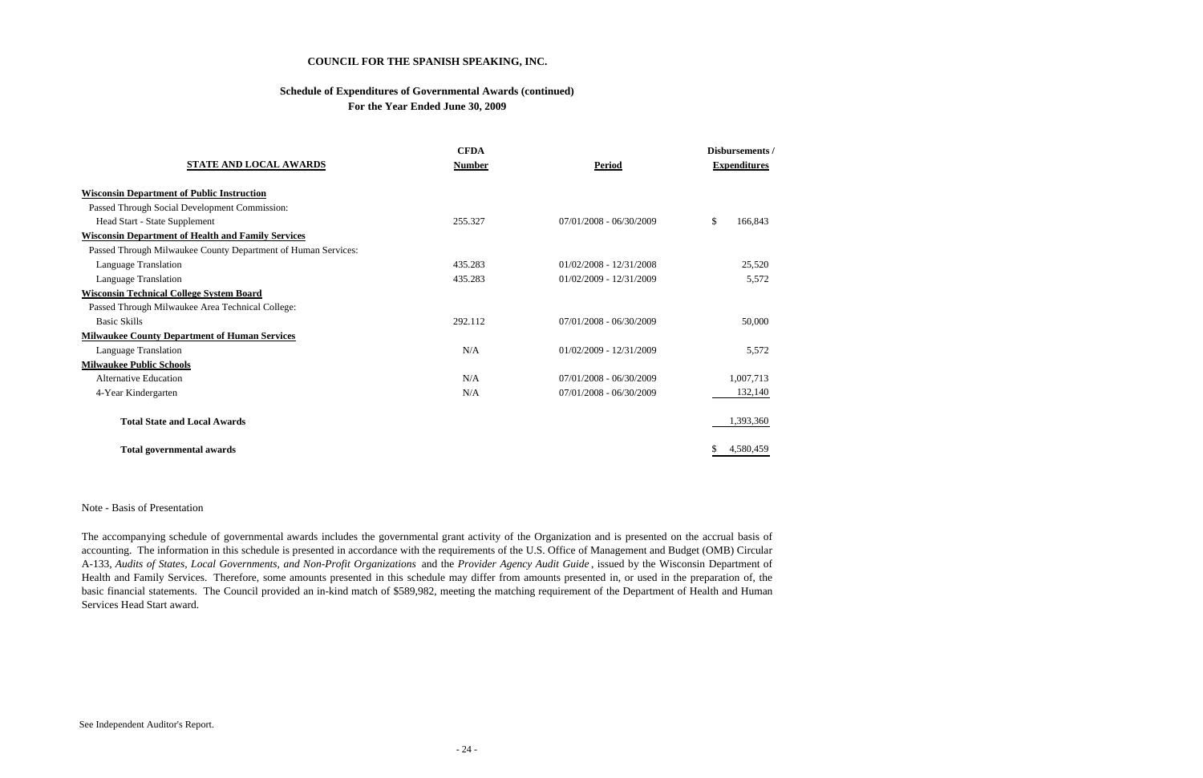**COUNCIL FOR THE SPANISH SPEAKING, INC.**

**Schedule of Expenditures of Governmental Awards (continued)**
**For the Year Ended June 30, 2009**

| STATE AND LOCAL AWARDS | CFDA Number | Period | Disbursements / Expenditures |
|---|---|---|---|
| **Wisconsin Department of Public Instruction** | | | |
| Passed Through Social Development Commission: | | | |
| Head Start - State Supplement | 255.327 | 07/01/2008 - 06/30/2009 | $ 166,843 |
| **Wisconsin Department of Health and Family Services** | | | |
| Passed Through Milwaukee County Department of Human Services: | | | |
| Language Translation | 435.283 | 01/02/2008 - 12/31/2008 | 25,520 |
| Language Translation | 435.283 | 01/02/2009 - 12/31/2009 | 5,572 |
| **Wisconsin Technical College System Board** | | | |
| Passed Through Milwaukee Area Technical College: | | | |
| Basic Skills | 292.112 | 07/01/2008 - 06/30/2009 | 50,000 |
| **Milwaukee County Department of Human Services** | | | |
| Language Translation | N/A | 01/02/2009 - 12/31/2009 | 5,572 |
| **Milwaukee Public Schools** | | | |
| Alternative Education | N/A | 07/01/2008 - 06/30/2009 | 1,007,713 |
| 4-Year Kindergarten | N/A | 07/01/2008 - 06/30/2009 | 132,140 |
| **Total State and Local Awards** | | | 1,393,360 |
| **Total governmental awards** | | | $ 4,580,459 |

Note - Basis of Presentation

The accompanying schedule of governmental awards includes the governmental grant activity of the Organization and is presented on the accrual basis of accounting. The information in this schedule is presented in accordance with the requirements of the U.S. Office of Management and Budget (OMB) Circular A-133, *Audits of States, Local Governments, and Non-Profit Organizations* and the *Provider Agency Audit Guide*, issued by the Wisconsin Department of Health and Family Services. Therefore, some amounts presented in this schedule may differ from amounts presented in, or used in the preparation of, the basic financial statements. The Council provided an in-kind match of $589,982, meeting the matching requirement of the Department of Health and Human Services Head Start award.

See Independent Auditor's Report.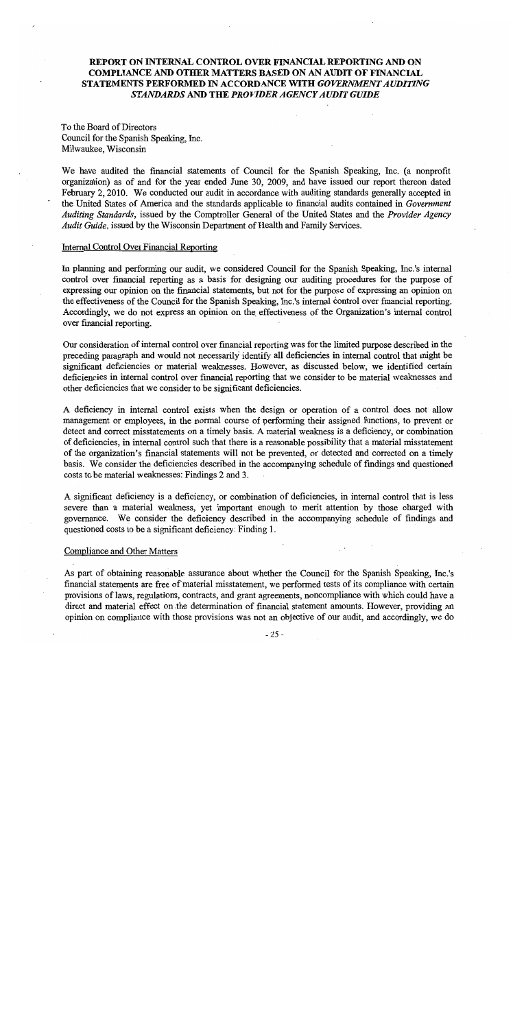# REPORT ON INTERNAL CONTROL OVER FINANCIAL REPORTING AND ON COMPLIANCE AND OTHER MATTERS BASED ON AN AUDIT OF FINANCIAL STATEMENTS PERFORMED IN ACCORDANCE WITH *GOVERNMENT AUDITING STANDARDS* AND THE *PROVIDER AGENCY AUDIT GUIDE*

To the Board of Directors
Council for the Spanish Speaking, Inc.
Milwaukee, Wisconsin

We have audited the financial statements of Council for the Spanish Speaking, Inc. (a nonprofit organization) as of and for the year ended June 30, 2009, and have issued our report thereon dated February 2, 2010. We conducted our audit in accordance with auditing standards generally accepted in the United States of America and the standards applicable to financial audits contained in *Government Auditing Standards*, issued by the Comptroller General of the United States and the *Provider Agency Audit Guide*, issued by the Wisconsin Department of Health and Family Services.

## Internal Control Over Financial Reporting

In planning and performing our audit, we considered Council for the Spanish Speaking, Inc.'s internal control over financial reporting as a basis for designing our auditing procedures for the purpose of expressing our opinion on the financial statements, but not for the purpose of expressing an opinion on the effectiveness of the Council for the Spanish Speaking, Inc.'s internal control over financial reporting. Accordingly, we do not express an opinion on the effectiveness of the Organization's internal control over financial reporting.

Our consideration of internal control over financial reporting was for the limited purpose described in the preceding paragraph and would not necessarily identify all deficiencies in internal control that might be significant deficiencies or material weaknesses. However, as discussed below, we identified certain deficiencies in internal control over financial reporting that we consider to be material weaknesses and other deficiencies that we consider to be significant deficiencies.

A deficiency in internal control exists when the design or operation of a control does not allow management or employees, in the normal course of performing their assigned functions, to prevent or detect and correct misstatements on a timely basis. A material weakness is a deficiency, or combination of deficiencies, in internal control such that there is a reasonable possibility that a material misstatement of the organization's financial statements will not be prevented, or detected and corrected on a timely basis. We consider the deficiencies described in the accompanying schedule of findings and questioned costs to be material weaknesses: Findings 2 and 3.

A significant deficiency is a deficiency, or combination of deficiencies, in internal control that is less severe than a material weakness, yet important enough to merit attention by those charged with governance. We consider the deficiency described in the accompanying schedule of findings and questioned costs to be a significant deficiency: Finding 1.

## Compliance and Other Matters

As part of obtaining reasonable assurance about whether the Council for the Spanish Speaking, Inc.'s financial statements are free of material misstatement, we performed tests of its compliance with certain provisions of laws, regulations, contracts, and grant agreements, noncompliance with which could have a direct and material effect on the determination of financial statement amounts. However, providing an opinion on compliance with those provisions was not an objective of our audit, and accordingly, we do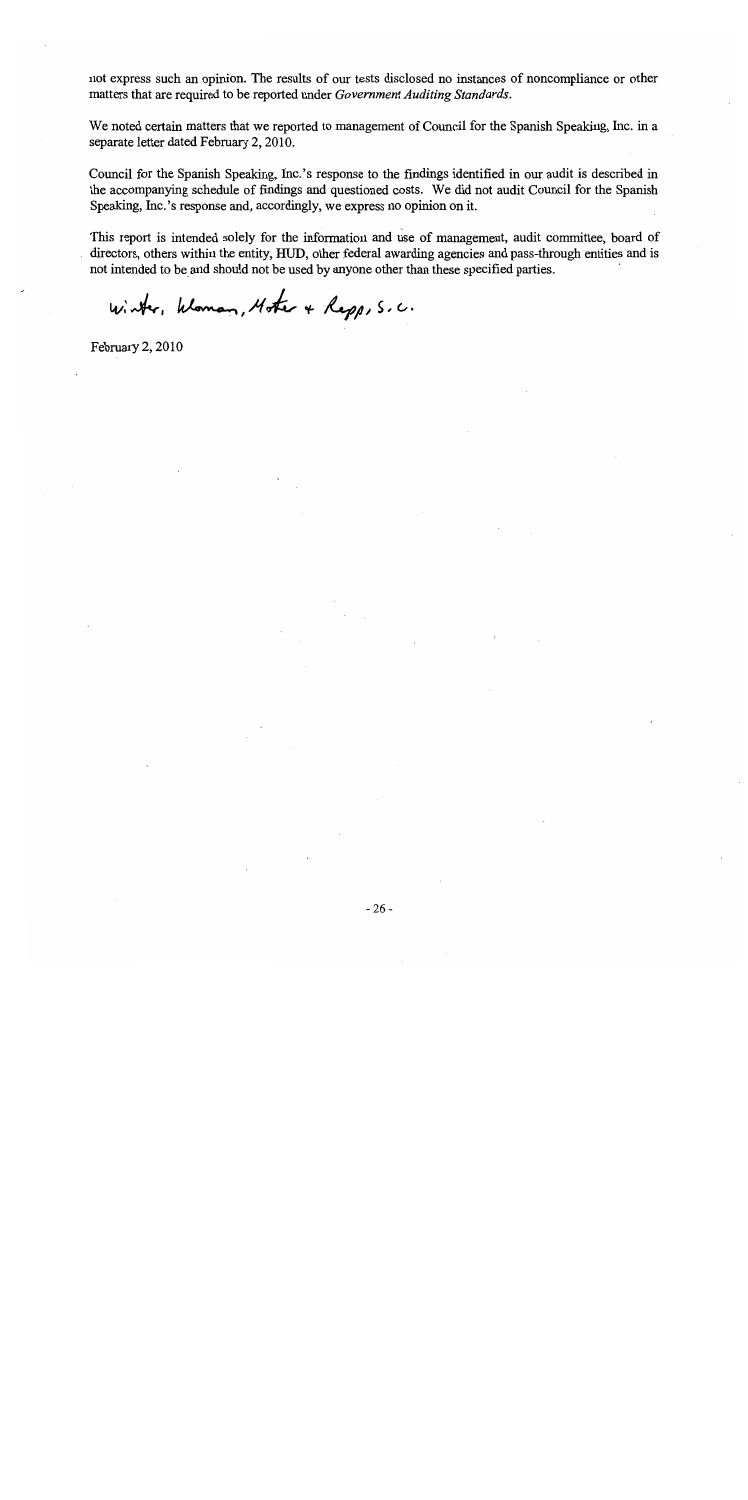not express such an opinion. The results of our tests disclosed no instances of noncompliance or other matters that are required to be reported under *Government Auditing Standards*.

We noted certain matters that we reported to management of Council for the Spanish Speaking, Inc. in a separate letter dated February 2, 2010.

Council for the Spanish Speaking, Inc.'s response to the findings identified in our audit is described in the accompanying schedule of findings and questioned costs. We did not audit Council for the Spanish Speaking, Inc.'s response and, accordingly, we express no opinion on it.

This report is intended solely for the information and use of management, audit committee, board of directors, others within the entity, HUD, other federal awarding agencies and pass-through entities and is not intended to be and should not be used by anyone other than these specified parties.

Winter, Kloman, Moter & Repp, S.C.

February 2, 2010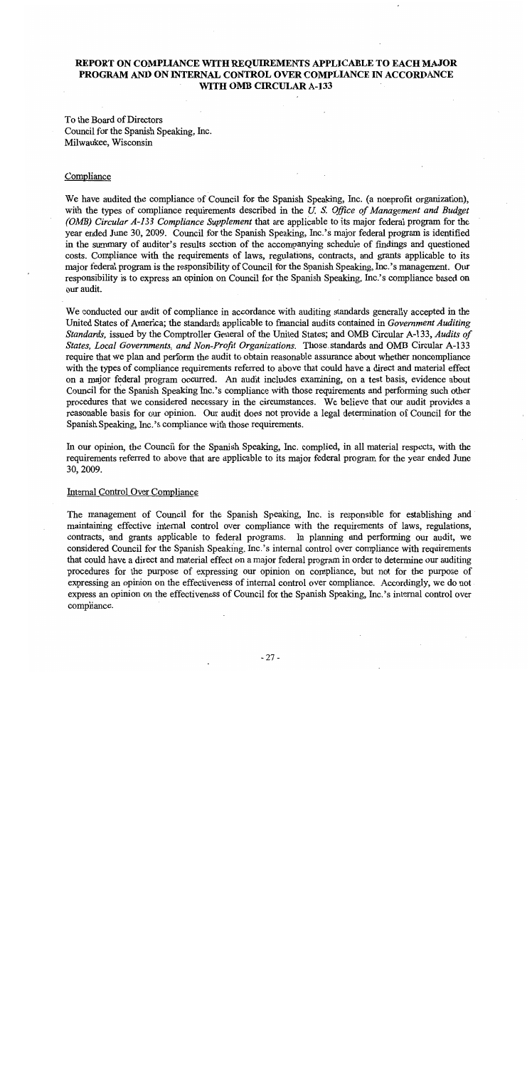# REPORT ON COMPLIANCE WITH REQUIREMENTS APPLICABLE TO EACH MAJOR PROGRAM AND ON INTERNAL CONTROL OVER COMPLIANCE IN ACCORDANCE WITH OMB CIRCULAR A-133

To the Board of Directors
Council for the Spanish Speaking, Inc.
Milwaukee, Wisconsin

## Compliance

We have audited the compliance of Council for the Spanish Speaking, Inc. (a nonprofit organization), with the types of compliance requirements described in the *U. S. Office of Management and Budget (OMB) Circular A-133 Compliance Supplement* that are applicable to its major federal program for the year ended June 30, 2009. Council for the Spanish Speaking, Inc.'s major federal program is identified in the summary of auditor's results section of the accompanying schedule of findings and questioned costs. Compliance with the requirements of laws, regulations, contracts, and grants applicable to its major federal program is the responsibility of Council for the Spanish Speaking, Inc.'s management. Our responsibility is to express an opinion on Council for the Spanish Speaking, Inc.'s compliance based on our audit.

We conducted our audit of compliance in accordance with auditing standards generally accepted in the United States of America; the standards applicable to financial audits contained in *Government Auditing Standards,* issued by the Comptroller General of the United States; and OMB Circular A-133, *Audits of States, Local Governments, and Non-Profit Organizations.* Those standards and OMB Circular A-133 require that we plan and perform the audit to obtain reasonable assurance about whether noncompliance with the types of compliance requirements referred to above that could have a direct and material effect on a major federal program occurred. An audit includes examining, on a test basis, evidence about Council for the Spanish Speaking Inc.'s compliance with those requirements and performing such other procedures that we considered necessary in the circumstances. We believe that our audit provides a reasonable basis for our opinion. Our audit does not provide a legal determination of Council for the Spanish Speaking, Inc.'s compliance with those requirements.

In our opinion, the Council for the Spanish Speaking, Inc. complied, in all material respects, with the requirements referred to above that are applicable to its major federal program for the year ended June 30, 2009.

## Internal Control Over Compliance

The management of Council for the Spanish Speaking, Inc. is responsible for establishing and maintaining effective internal control over compliance with the requirements of laws, regulations, contracts, and grants applicable to federal programs. In planning and performing our audit, we considered Council for the Spanish Speaking, Inc.'s internal control over compliance with requirements that could have a direct and material effect on a major federal program in order to determine our auditing procedures for the purpose of expressing our opinion on compliance, but not for the purpose of expressing an opinion on the effectiveness of internal control over compliance. Accordingly, we do not express an opinion on the effectiveness of Council for the Spanish Speaking, Inc.'s internal control over compliance.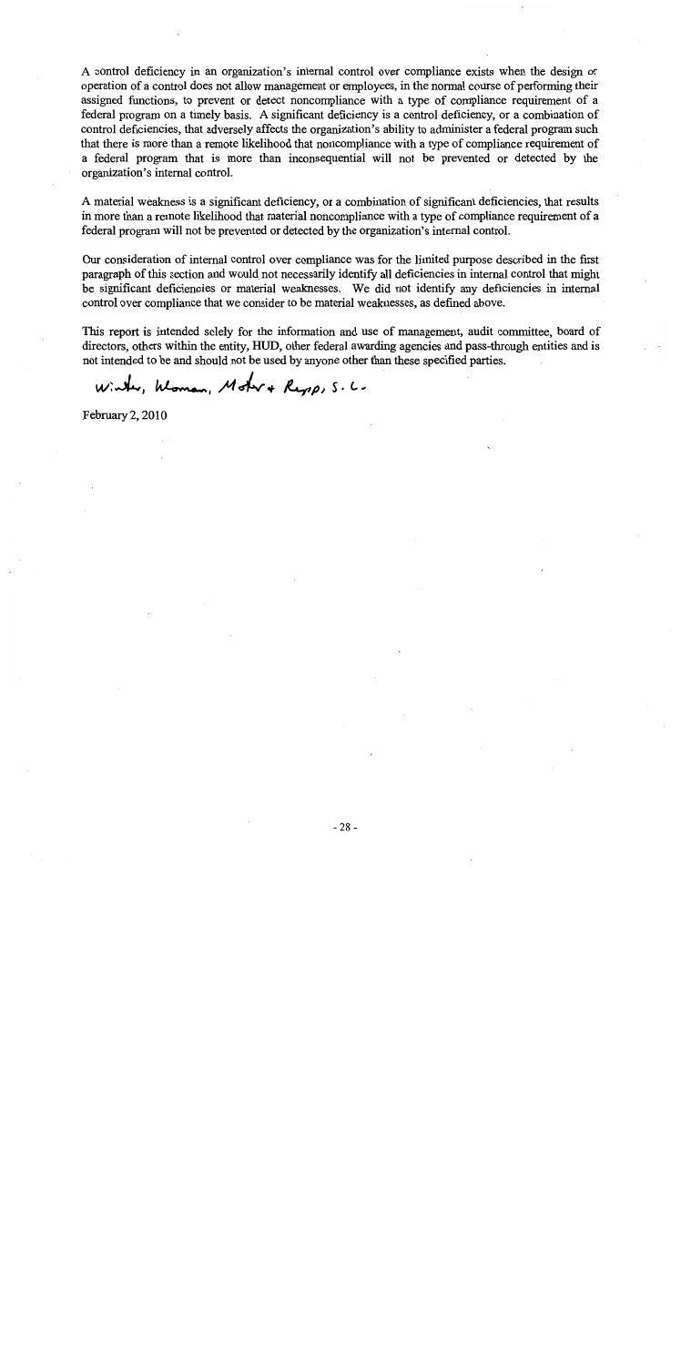A control deficiency in an organization's internal control over compliance exists when the design or operation of a control does not allow management or employees, in the normal course of performing their assigned functions, to prevent or detect noncompliance with a type of compliance requirement of a federal program on a timely basis. A significant deficiency is a control deficiency, or a combination of control deficiencies, that adversely affects the organization's ability to administer a federal program such that there is more than a remote likelihood that noncompliance with a type of compliance requirement of a federal program that is more than inconsequential will not be prevented or detected by the organization's internal control.

A material weakness is a significant deficiency, or a combination of significant deficiencies, that results in more than a remote likelihood that material noncompliance with a type of compliance requirement of a federal program will not be prevented or detected by the organization's internal control.

Our consideration of internal control over compliance was for the limited purpose described in the first paragraph of this section and would not necessarily identify all deficiencies in internal control that might be significant deficiencies or material weaknesses. We did not identify any deficiencies in internal control over compliance that we consider to be material weaknesses, as defined above.

This report is intended solely for the information and use of management, audit committee, board of directors, others within the entity, HUD, other federal awarding agencies and pass-through entities and is not intended to be and should not be used by anyone other than these specified parties.

Winter, Kloman, Moter & Repp, S.C.

February 2, 2010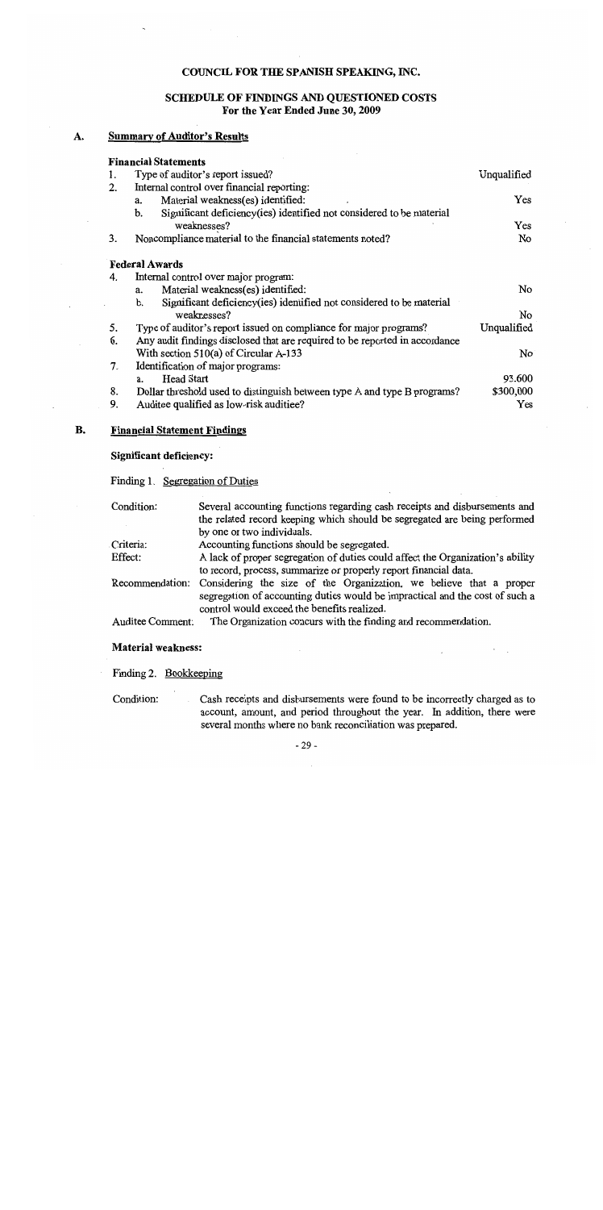# COUNCIL FOR THE SPANISH SPEAKING, INC.

## SCHEDULE OF FINDINGS AND QUESTIONED COSTS
### For the Year Ended June 30, 2009

## A. Summary of Auditor's Results

**Financial Statements**

| | | |
|---|---|---|
| 1. | Type of auditor's report issued? | Unqualified |
| 2. | Internal control over financial reporting: | |
| | a. Material weakness(es) identified: | Yes |
| | b. Significant deficiency(ies) identified not considered to be material weaknesses? | Yes |
| 3. | Noncompliance material to the financial statements noted? | No |

**Federal Awards**

| | | |
|---|---|---|
| 4. | Internal control over major program: | |
| | a. Material weakness(es) identified: | No |
| | b. Significant deficiency(ies) identified not considered to be material weaknesses? | No |
| 5. | Type of auditor's report issued on compliance for major programs? | Unqualified |
| 6. | Any audit findings disclosed that are required to be reported in accordance With section 510(a) of Circular A-133 | No |
| 7. | Identification of major programs: | |
| | a. Head Start | 93.600 |
| 8. | Dollar threshold used to distinguish between type A and type B programs? | $300,000 |
| 9. | Auditee qualified as low-risk auditee? | Yes |

## B. Financial Statement Findings

**Significant deficiency:**

Finding 1. Segregation of Duties

| | |
|---|---|
| Condition: | Several accounting functions regarding cash receipts and disbursements and the related record keeping which should be segregated are being performed by one or two individuals. |
| Criteria: | Accounting functions should be segregated. |
| Effect: | A lack of proper segregation of duties could affect the Organization's ability to record, process, summarize or properly report financial data. |
| Recommendation: | Considering the size of the Organization, we believe that a proper segregation of accounting duties would be impractical and the cost of such a control would exceed the benefits realized. |
| Auditee Comment: | The Organization concurs with the finding and recommendation. |

**Material weakness:**

Finding 2. Bookkeeping

| | |
|---|---|
| Condition: | Cash receipts and disbursements were found to be incorrectly charged as to account, amount, and period throughout the year. In addition, there were several months where no bank reconciliation was prepared. |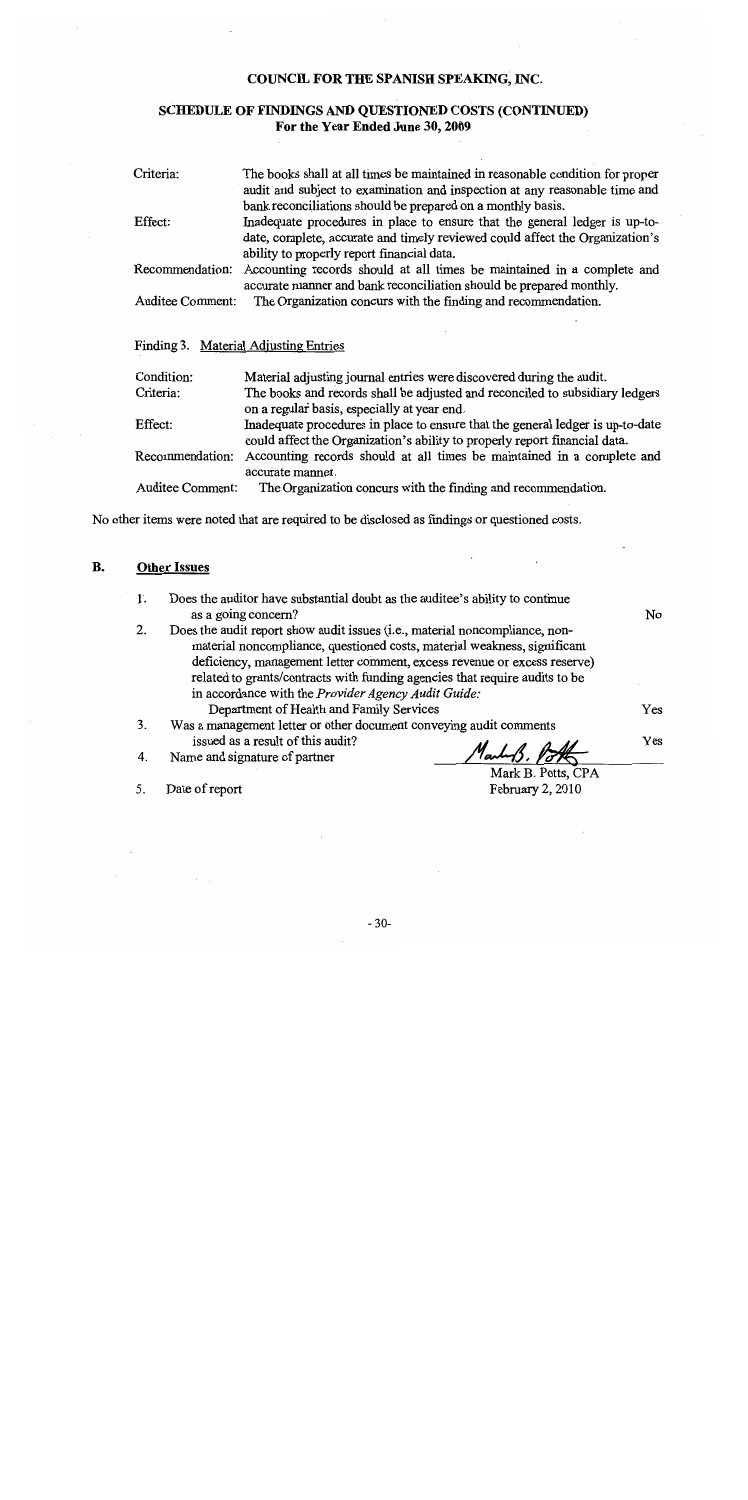# COUNCIL FOR THE SPANISH SPEAKING, INC.

## SCHEDULE OF FINDINGS AND QUESTIONED COSTS (CONTINUED)
### For the Year Ended June 30, 2009

| | |
|---|---|
| Criteria: | The books shall at all times be maintained in reasonable condition for proper audit and subject to examination and inspection at any reasonable time and bank reconciliations should be prepared on a monthly basis. |
| Effect: | Inadequate procedures in place to ensure that the general ledger is up-to-date, complete, accurate and timely reviewed could affect the Organization's ability to properly report financial data. |
| Recommendation: | Accounting records should at all times be maintained in a complete and accurate manner and bank reconciliation should be prepared monthly. |
| Auditee Comment: | The Organization concurs with the finding and recommendation. |

Finding 3. Material Adjusting Entries

| | |
|---|---|
| Condition: | Material adjusting journal entries were discovered during the audit. |
| Criteria: | The books and records shall be adjusted and reconciled to subsidiary ledgers on a regular basis, especially at year end. |
| Effect: | Inadequate procedures in place to ensure that the general ledger is up-to-date could affect the Organization's ability to properly report financial data. |
| Recommendation: | Accounting records should at all times be maintained in a complete and accurate manner. |
| Auditee Comment: | The Organization concurs with the finding and recommendation. |

No other items were noted that are required to be disclosed as findings or questioned costs.

## B. Other Issues

1. Does the auditor have substantial doubt as the auditee's ability to continue as a going concern? — No
2. Does the audit report show audit issues (i.e., material noncompliance, non-material noncompliance, questioned costs, material weakness, significant deficiency, management letter comment, excess revenue or excess reserve) related to grants/contracts with funding agencies that require audits to be in accordance with the *Provider Agency Audit Guide:* Department of Health and Family Services — Yes
3. Was a management letter or other document conveying audit comments issued as a result of this audit? — Yes
4. Name and signature of partner — Mark B. Potts, CPA
5. Date of report — February 2, 2010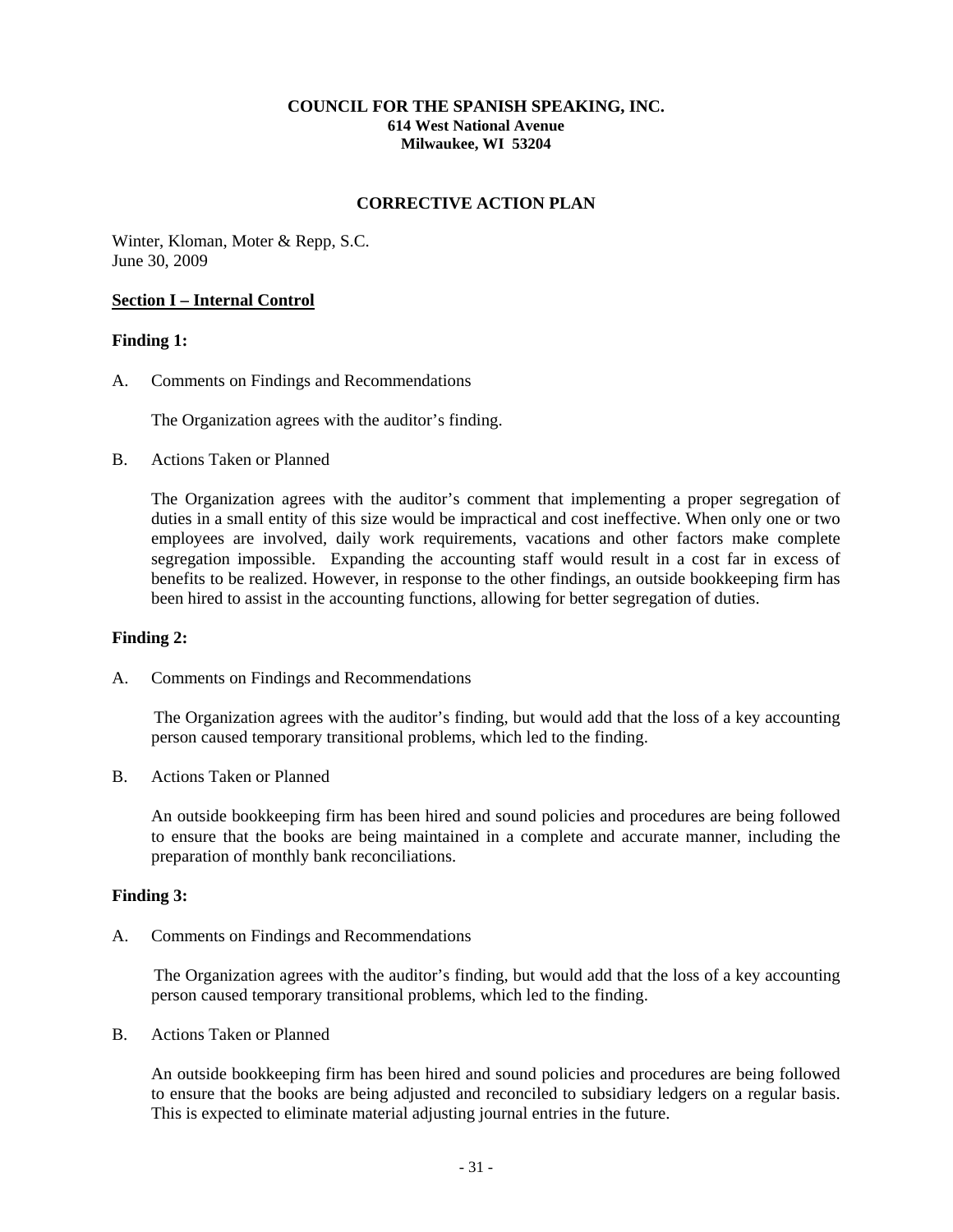**COUNCIL FOR THE SPANISH SPEAKING, INC.**
**614 West National Avenue**
**Milwaukee, WI 53204**

## CORRECTIVE ACTION PLAN

Winter, Kloman, Moter & Repp, S.C.
June 30, 2009

**Section I – Internal Control**

**Finding 1:**

A. Comments on Findings and Recommendations

The Organization agrees with the auditor's finding.

B. Actions Taken or Planned

The Organization agrees with the auditor's comment that implementing a proper segregation of duties in a small entity of this size would be impractical and cost ineffective. When only one or two employees are involved, daily work requirements, vacations and other factors make complete segregation impossible. Expanding the accounting staff would result in a cost far in excess of benefits to be realized. However, in response to the other findings, an outside bookkeeping firm has been hired to assist in the accounting functions, allowing for better segregation of duties.

**Finding 2:**

A. Comments on Findings and Recommendations

The Organization agrees with the auditor's finding, but would add that the loss of a key accounting person caused temporary transitional problems, which led to the finding.

B. Actions Taken or Planned

An outside bookkeeping firm has been hired and sound policies and procedures are being followed to ensure that the books are being maintained in a complete and accurate manner, including the preparation of monthly bank reconciliations.

**Finding 3:**

A. Comments on Findings and Recommendations

The Organization agrees with the auditor's finding, but would add that the loss of a key accounting person caused temporary transitional problems, which led to the finding.

B. Actions Taken or Planned

An outside bookkeeping firm has been hired and sound policies and procedures are being followed to ensure that the books are being adjusted and reconciled to subsidiary ledgers on a regular basis. This is expected to eliminate material adjusting journal entries in the future.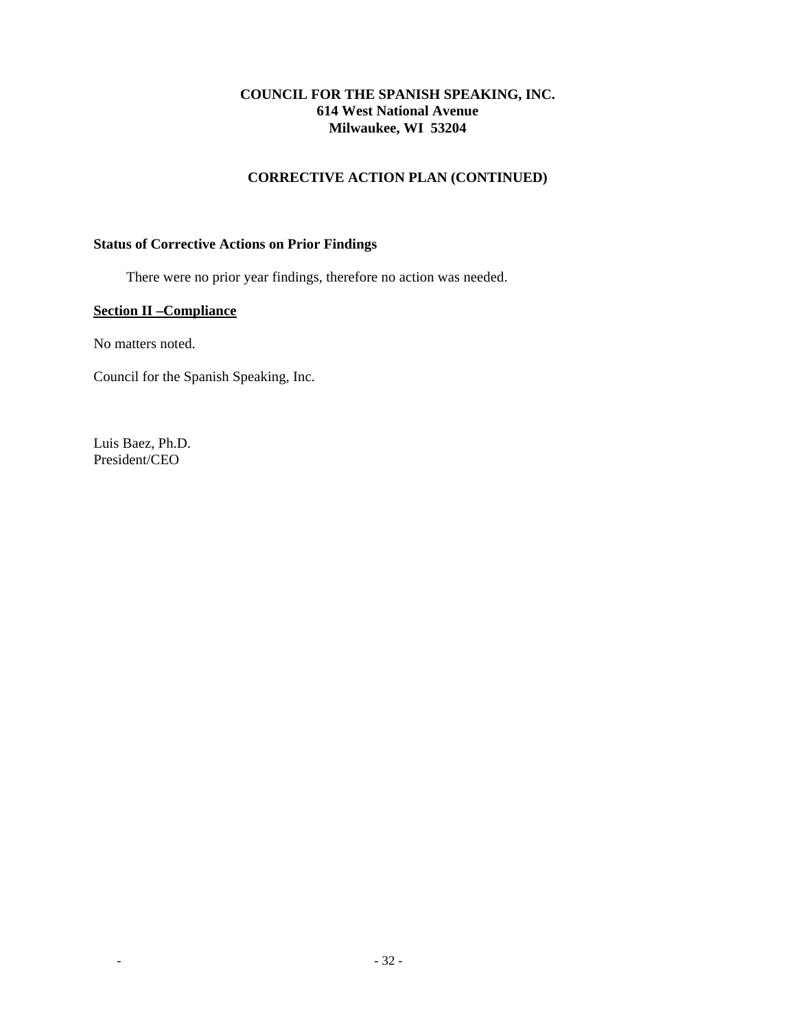**COUNCIL FOR THE SPANISH SPEAKING, INC.**
**614 West National Avenue**
**Milwaukee, WI 53204**

**CORRECTIVE ACTION PLAN (CONTINUED)**

**Status of Corrective Actions on Prior Findings**

There were no prior year findings, therefore no action was needed.

**Section II –Compliance**

No matters noted.

Council for the Spanish Speaking, Inc.

Luis Baez, Ph.D.
President/CEO